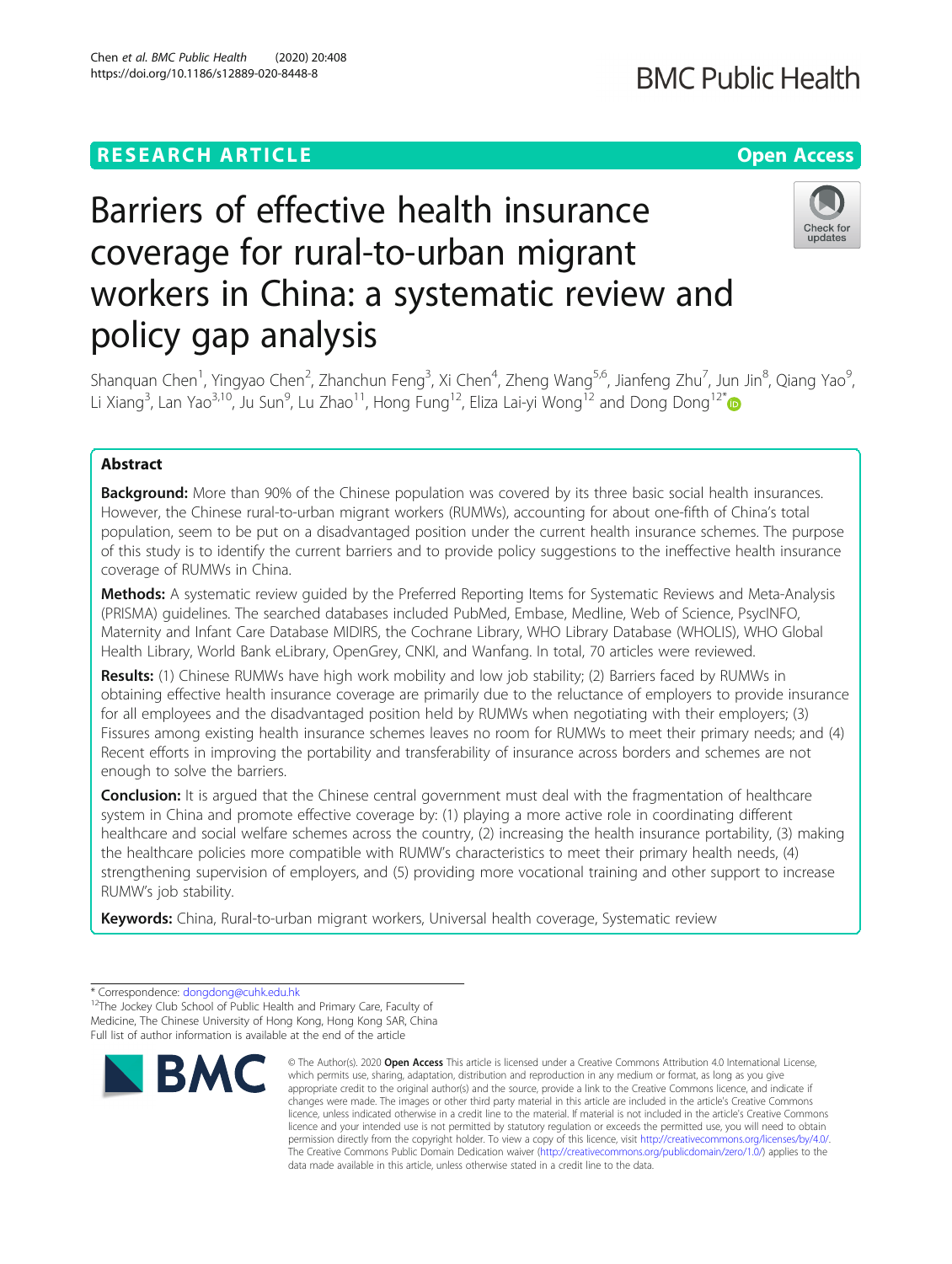RESEARCH ARTICLE

Open Access

# Barriers of effective health insurance coverage for rural-to-urban migrant workers in China: a systematic review and policy gap analysis

Shanquan Chen[1], Yingyao Chen[2], Zhanchun Feng[3], Xi Chen[4], Zheng Wang[5,6], Jianfeng Zhu[7], Jun Jin[8], Qiang Yao[9], Li Xiang[3], Lan Yao[3,10], Ju Sun[9], Lu Zhao[11], Hong Fung[12], Eliza Lai-yi Wong[12] and Dong Dong[12*]

## Abstract

**Background:** More than 90% of the Chinese population was covered by its three basic social health insurances. However, the Chinese rural-to-urban migrant workers (RUMWs), accounting for about one-fifth of China's total population, seem to be put on a disadvantaged position under the current health insurance schemes. The purpose of this study is to identify the current barriers and to provide policy suggestions to the ineffective health insurance coverage of RUMWs in China.

**Methods:** A systematic review guided by the Preferred Reporting Items for Systematic Reviews and Meta-Analysis (PRISMA) guidelines. The searched databases included PubMed, Embase, Medline, Web of Science, PsycINFO, Maternity and Infant Care Database MIDIRS, the Cochrane Library, WHO Library Database (WHOLIS), WHO Global Health Library, World Bank eLibrary, OpenGrey, CNKI, and Wanfang. In total, 70 articles were reviewed.

**Results:** (1) Chinese RUMWs have high work mobility and low job stability; (2) Barriers faced by RUMWs in obtaining effective health insurance coverage are primarily due to the reluctance of employers to provide insurance for all employees and the disadvantaged position held by RUMWs when negotiating with their employers; (3) Fissures among existing health insurance schemes leaves no room for RUMWs to meet their primary needs; and (4) Recent efforts in improving the portability and transferability of insurance across borders and schemes are not enough to solve the barriers.

**Conclusion:** It is argued that the Chinese central government must deal with the fragmentation of healthcare system in China and promote effective coverage by: (1) playing a more active role in coordinating different healthcare and social welfare schemes across the country, (2) increasing the health insurance portability, (3) making the healthcare policies more compatible with RUMW's characteristics to meet their primary health needs, (4) strengthening supervision of employers, and (5) providing more vocational training and other support to increase RUMW's job stability.

**Keywords:** China, Rural-to-urban migrant workers, Universal health coverage, Systematic review

* Correspondence: dongdong@cuhk.edu.hk
[12]The Jockey Club School of Public Health and Primary Care, Faculty of Medicine, The Chinese University of Hong Kong, Hong Kong SAR, China
Full list of author information is available at the end of the article

© The Author(s). 2020 **Open Access** This article is licensed under a Creative Commons Attribution 4.0 International License, which permits use, sharing, adaptation, distribution and reproduction in any medium or format, as long as you give appropriate credit to the original author(s) and the source, provide a link to the Creative Commons licence, and indicate if changes were made. The images or other third party material in this article are included in the article's Creative Commons licence, unless indicated otherwise in a credit line to the material. If material is not included in the article's Creative Commons licence and your intended use is not permitted by statutory regulation or exceeds the permitted use, you will need to obtain permission directly from the copyright holder. To view a copy of this licence, visit http://creativecommons.org/licenses/by/4.0/. The Creative Commons Public Domain Dedication waiver (http://creativecommons.org/publicdomain/zero/1.0/) applies to the data made available in this article, unless otherwise stated in a credit line to the data.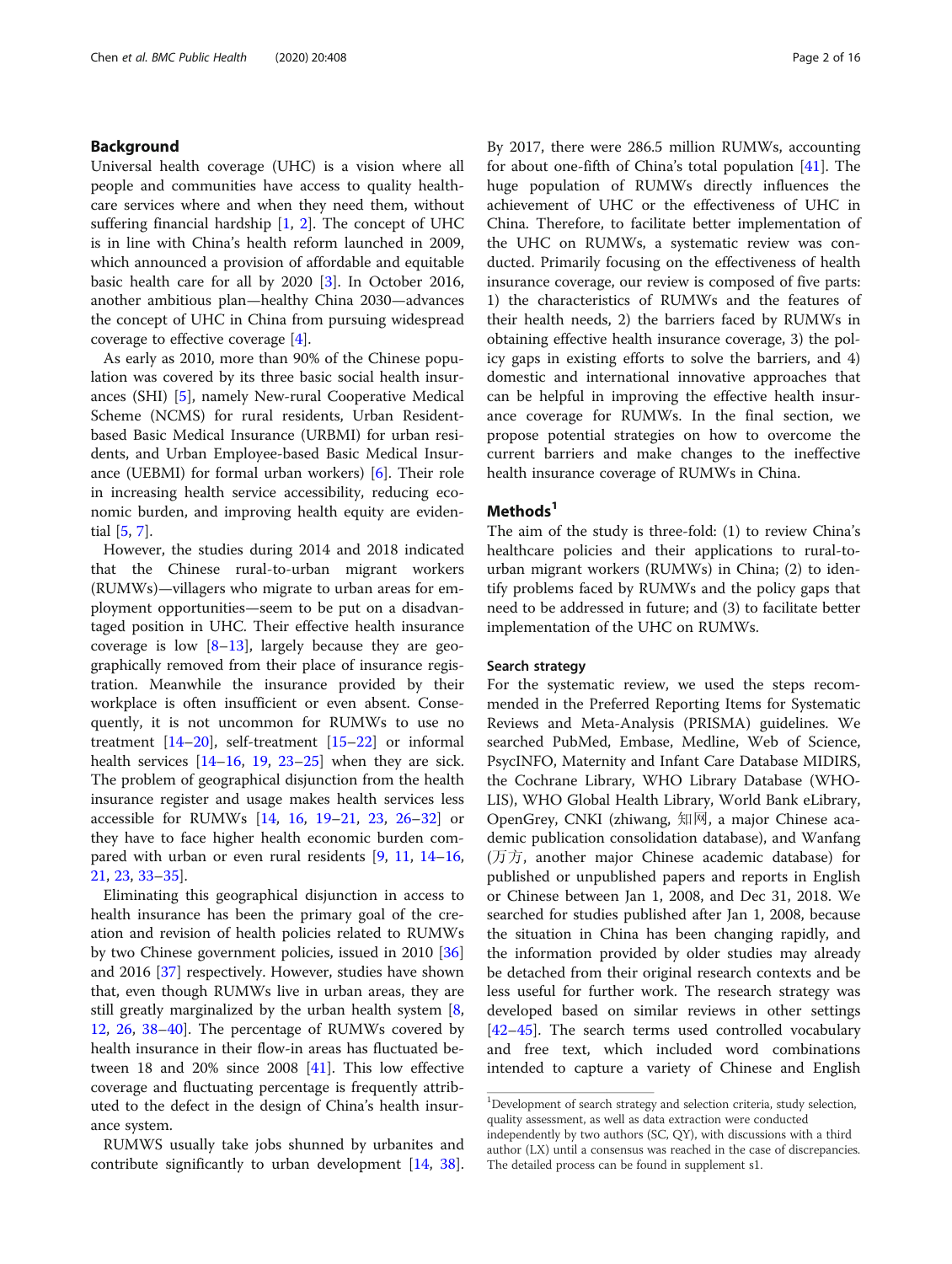## Background

Universal health coverage (UHC) is a vision where all people and communities have access to quality healthcare services where and when they need them, without suffering financial hardship [1, 2]. The concept of UHC is in line with China's health reform launched in 2009, which announced a provision of affordable and equitable basic health care for all by 2020 [3]. In October 2016, another ambitious plan—healthy China 2030—advances the concept of UHC in China from pursuing widespread coverage to effective coverage [4].

As early as 2010, more than 90% of the Chinese population was covered by its three basic social health insurances (SHI) [5], namely New-rural Cooperative Medical Scheme (NCMS) for rural residents, Urban Resident-based Basic Medical Insurance (URBMI) for urban residents, and Urban Employee-based Basic Medical Insurance (UEBMI) for formal urban workers) [6]. Their role in increasing health service accessibility, reducing economic burden, and improving health equity are evidential [5, 7].

However, the studies during 2014 and 2018 indicated that the Chinese rural-to-urban migrant workers (RUMWs)—villagers who migrate to urban areas for employment opportunities—seem to be put on a disadvantaged position in UHC. Their effective health insurance coverage is low [8–13], largely because they are geographically removed from their place of insurance registration. Meanwhile the insurance provided by their workplace is often insufficient or even absent. Consequently, it is not uncommon for RUMWs to use no treatment [14–20], self-treatment [15–22] or informal health services [14–16, 19, 23–25] when they are sick. The problem of geographical disjunction from the health insurance register and usage makes health services less accessible for RUMWs [14, 16, 19–21, 23, 26–32] or they have to face higher health economic burden compared with urban or even rural residents [9, 11, 14–16, 21, 23, 33–35].

Eliminating this geographical disjunction in access to health insurance has been the primary goal of the creation and revision of health policies related to RUMWs by two Chinese government policies, issued in 2010 [36] and 2016 [37] respectively. However, studies have shown that, even though RUMWs live in urban areas, they are still greatly marginalized by the urban health system [8, 12, 26, 38–40]. The percentage of RUMWs covered by health insurance in their flow-in areas has fluctuated between 18 and 20% since 2008 [41]. This low effective coverage and fluctuating percentage is frequently attributed to the defect in the design of China's health insurance system.

RUMWS usually take jobs shunned by urbanites and contribute significantly to urban development [14, 38]. By 2017, there were 286.5 million RUMWs, accounting for about one-fifth of China's total population [41]. The huge population of RUMWs directly influences the achievement of UHC or the effectiveness of UHC in China. Therefore, to facilitate better implementation of the UHC on RUMWs, a systematic review was conducted. Primarily focusing on the effectiveness of health insurance coverage, our review is composed of five parts: 1) the characteristics of RUMWs and the features of their health needs, 2) the barriers faced by RUMWs in obtaining effective health insurance coverage, 3) the policy gaps in existing efforts to solve the barriers, and 4) domestic and international innovative approaches that can be helpful in improving the effective health insurance coverage for RUMWs. In the final section, we propose potential strategies on how to overcome the current barriers and make changes to the ineffective health insurance coverage of RUMWs in China.

## Methods[1]

The aim of the study is three-fold: (1) to review China's healthcare policies and their applications to rural-to-urban migrant workers (RUMWs) in China; (2) to identify problems faced by RUMWs and the policy gaps that need to be addressed in future; and (3) to facilitate better implementation of the UHC on RUMWs.

### Search strategy

For the systematic review, we used the steps recommended in the Preferred Reporting Items for Systematic Reviews and Meta-Analysis (PRISMA) guidelines. We searched PubMed, Embase, Medline, Web of Science, PsycINFO, Maternity and Infant Care Database MIDIRS, the Cochrane Library, WHO Library Database (WHOLIS), WHO Global Health Library, World Bank eLibrary, OpenGrey, CNKI (zhiwang, 知网, a major Chinese academic publication consolidation database), and Wanfang (万方, another major Chinese academic database) for published or unpublished papers and reports in English or Chinese between Jan 1, 2008, and Dec 31, 2018. We searched for studies published after Jan 1, 2008, because the situation in China has been changing rapidly, and the information provided by older studies may already be detached from their original research contexts and be less useful for further work. The research strategy was developed based on similar reviews in other settings [42–45]. The search terms used controlled vocabulary and free text, which included word combinations intended to capture a variety of Chinese and English

[1] Development of search strategy and selection criteria, study selection, quality assessment, as well as data extraction were conducted independently by two authors (SC, QY), with discussions with a third author (LX) until a consensus was reached in the case of discrepancies. The detailed process can be found in supplement s1.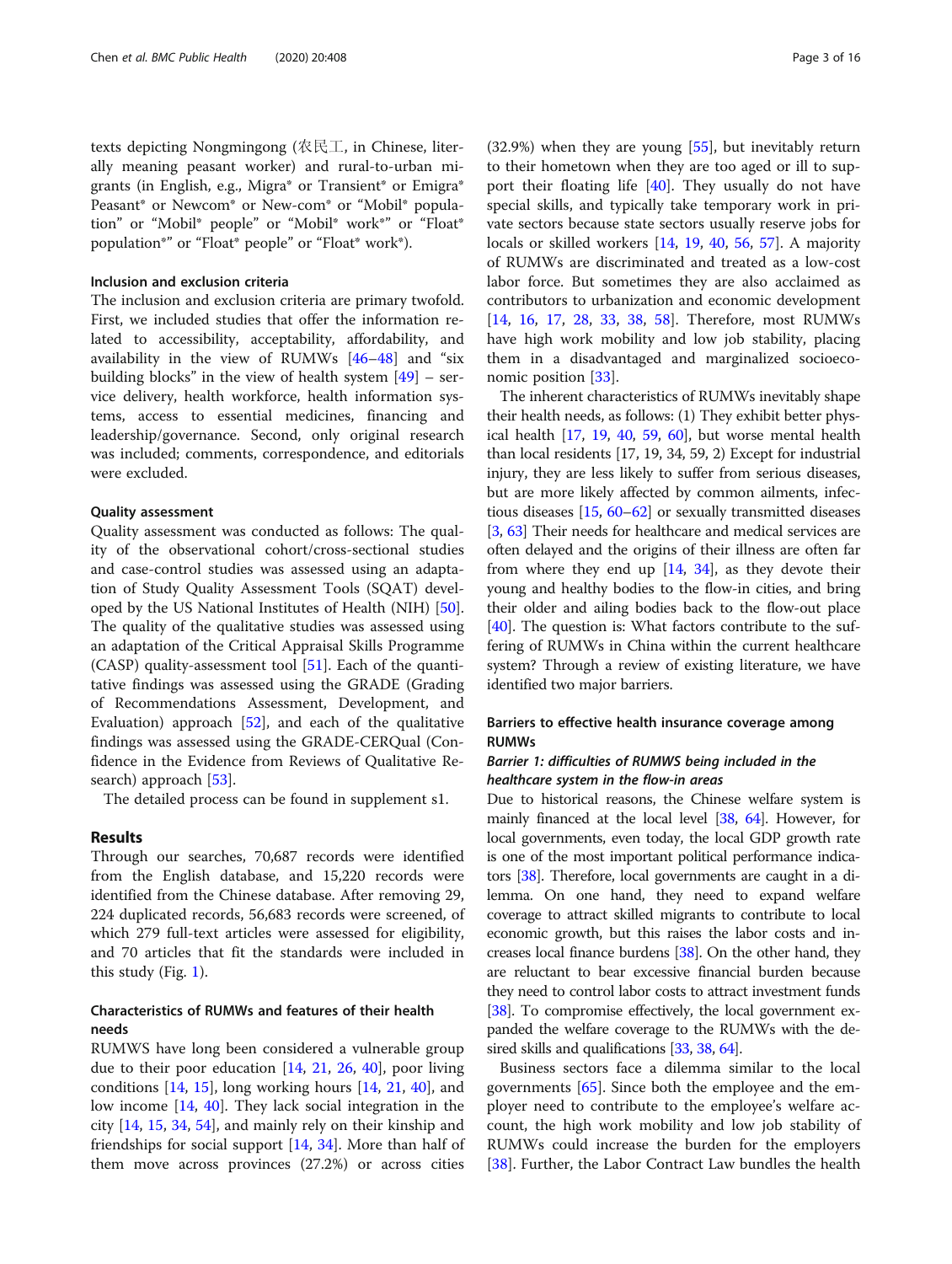texts depicting Nongmingong (农民工, in Chinese, literally meaning peasant worker) and rural-to-urban migrants (in English, e.g., Migra* or Transient* or Emigra* Peasant* or Newcom* or New-com* or "Mobil* population" or "Mobil* people" or "Mobil* work*" or "Float* population*" or "Float* people" or "Float* work*).

### Inclusion and exclusion criteria

The inclusion and exclusion criteria are primary twofold. First, we included studies that offer the information related to accessibility, acceptability, affordability, and availability in the view of RUMWs [46–48] and "six building blocks" in the view of health system [49] – service delivery, health workforce, health information systems, access to essential medicines, financing and leadership/governance. Second, only original research was included; comments, correspondence, and editorials were excluded.

### Quality assessment

Quality assessment was conducted as follows: The quality of the observational cohort/cross-sectional studies and case-control studies was assessed using an adaptation of Study Quality Assessment Tools (SQAT) developed by the US National Institutes of Health (NIH) [50]. The quality of the qualitative studies was assessed using an adaptation of the Critical Appraisal Skills Programme (CASP) quality-assessment tool [51]. Each of the quantitative findings was assessed using the GRADE (Grading of Recommendations Assessment, Development, and Evaluation) approach [52], and each of the qualitative findings was assessed using the GRADE-CERQual (Confidence in the Evidence from Reviews of Qualitative Research) approach [53].

The detailed process can be found in supplement s1.

## Results

Through our searches, 70,687 records were identified from the English database, and 15,220 records were identified from the Chinese database. After removing 29,224 duplicated records, 56,683 records were screened, of which 279 full-text articles were assessed for eligibility, and 70 articles that fit the standards were included in this study (Fig. 1).

### Characteristics of RUMWs and features of their health needs

RUMWS have long been considered a vulnerable group due to their poor education [14, 21, 26, 40], poor living conditions [14, 15], long working hours [14, 21, 40], and low income [14, 40]. They lack social integration in the city [14, 15, 34, 54], and mainly rely on their kinship and friendships for social support [14, 34]. More than half of them move across provinces (27.2%) or across cities (32.9%) when they are young [55], but inevitably return to their hometown when they are too aged or ill to support their floating life [40]. They usually do not have special skills, and typically take temporary work in private sectors because state sectors usually reserve jobs for locals or skilled workers [14, 19, 40, 56, 57]. A majority of RUMWs are discriminated and treated as a low-cost labor force. But sometimes they are also acclaimed as contributors to urbanization and economic development [14, 16, 17, 28, 33, 38, 58]. Therefore, most RUMWs have high work mobility and low job stability, placing them in a disadvantaged and marginalized socioeconomic position [33].

The inherent characteristics of RUMWs inevitably shape their health needs, as follows: (1) They exhibit better physical health [17, 19, 40, 59, 60], but worse mental health than local residents [17, 19, 34, 59, 2) Except for industrial injury, they are less likely to suffer from serious diseases, but are more likely affected by common ailments, infectious diseases [15, 60–62] or sexually transmitted diseases [3, 63] Their needs for healthcare and medical services are often delayed and the origins of their illness are often far from where they end up [14, 34], as they devote their young and healthy bodies to the flow-in cities, and bring their older and ailing bodies back to the flow-out place [40]. The question is: What factors contribute to the suffering of RUMWs in China within the current healthcare system? Through a review of existing literature, we have identified two major barriers.

### Barriers to effective health insurance coverage among RUMWs

#### *Barrier 1: difficulties of RUMWS being included in the healthcare system in the flow-in areas*

Due to historical reasons, the Chinese welfare system is mainly financed at the local level [38, 64]. However, for local governments, even today, the local GDP growth rate is one of the most important political performance indicators [38]. Therefore, local governments are caught in a dilemma. On one hand, they need to expand welfare coverage to attract skilled migrants to contribute to local economic growth, but this raises the labor costs and increases local finance burdens [38]. On the other hand, they are reluctant to bear excessive financial burden because they need to control labor costs to attract investment funds [38]. To compromise effectively, the local government expanded the welfare coverage to the RUMWs with the desired skills and qualifications [33, 38, 64].

Business sectors face a dilemma similar to the local governments [65]. Since both the employee and the employer need to contribute to the employee's welfare account, the high work mobility and low job stability of RUMWs could increase the burden for the employers [38]. Further, the Labor Contract Law bundles the health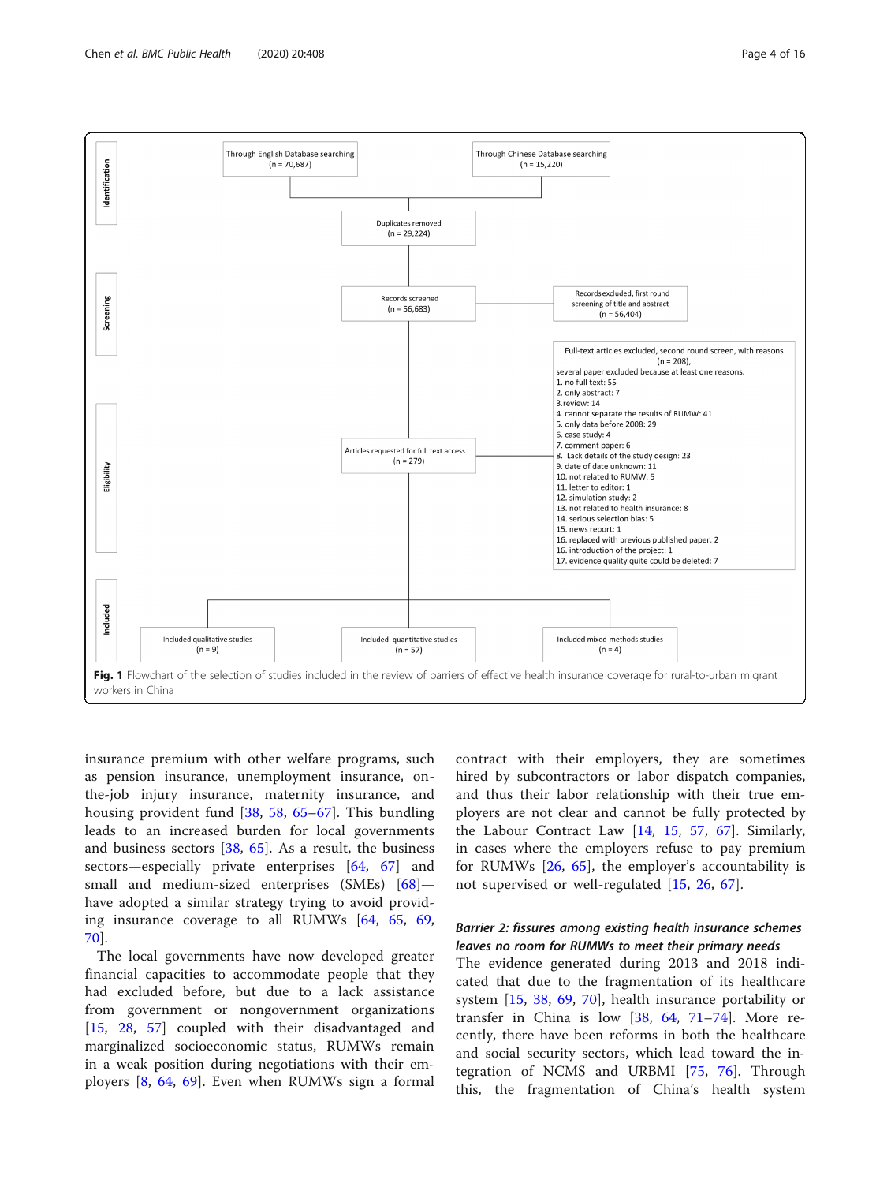Identification

Through English Database searching (n = 70,687)

Through Chinese Database searching (n = 15,220)

Duplicates removed (n = 29,224)

Screening

Records screened (n = 56,683)

Records excluded, first round screening of title and abstract (n = 56,404)

Eligibility

Articles requested for full text access (n = 279)

Full-text articles excluded, second round screen, with reasons (n = 208),
several paper excluded because at least one reasons.
1. no full text: 55
2. only abstract: 7
3.review: 14
4. cannot separate the results of RUMW: 41
5. only data before 2008: 29
6. case study: 4
7. comment paper: 6
8. Lack details of the study design: 23
9. date of date unknown: 11
10. not related to RUMW: 5
11. letter to editor: 1
12. simulation study: 2
13. not related to health insurance: 8
14. serious selection bias: 5
15. news report: 1
16. replaced with previous published paper: 2
16. introduction of the project: 1
17. evidence quality quite could be deleted: 7

Included

Included qualitative studies (n = 9)

Included quantitative studies (n = 57)

Included mixed-methods studies (n = 4)

**Fig. 1** Flowchart of the selection of studies included in the review of barriers of effective health insurance coverage for rural-to-urban migrant workers in China

insurance premium with other welfare programs, such as pension insurance, unemployment insurance, on-the-job injury insurance, maternity insurance, and housing provident fund [38, 58, 65–67]. This bundling leads to an increased burden for local governments and business sectors [38, 65]. As a result, the business sectors—especially private enterprises [64, 67] and small and medium-sized enterprises (SMEs) [68]—have adopted a similar strategy trying to avoid providing insurance coverage to all RUMWs [64, 65, 69, 70].

The local governments have now developed greater financial capacities to accommodate people that they had excluded before, but due to a lack assistance from government or nongovernment organizations [15, 28, 57] coupled with their disadvantaged and marginalized socioeconomic status, RUMWs remain in a weak position during negotiations with their employers [8, 64, 69]. Even when RUMWs sign a formal contract with their employers, they are sometimes hired by subcontractors or labor dispatch companies, and thus their labor relationship with their true employers are not clear and cannot be fully protected by the Labour Contract Law [14, 15, 57, 67]. Similarly, in cases where the employers refuse to pay premium for RUMWs [26, 65], the employer's accountability is not supervised or well-regulated [15, 26, 67].

#### *Barrier 2: fissures among existing health insurance schemes leaves no room for RUMWs to meet their primary needs*

The evidence generated during 2013 and 2018 indicated that due to the fragmentation of its healthcare system [15, 38, 69, 70], health insurance portability or transfer in China is low [38, 64, 71–74]. More recently, there have been reforms in both the healthcare and social security sectors, which lead toward the integration of NCMS and URBMI [75, 76]. Through this, the fragmentation of China's health system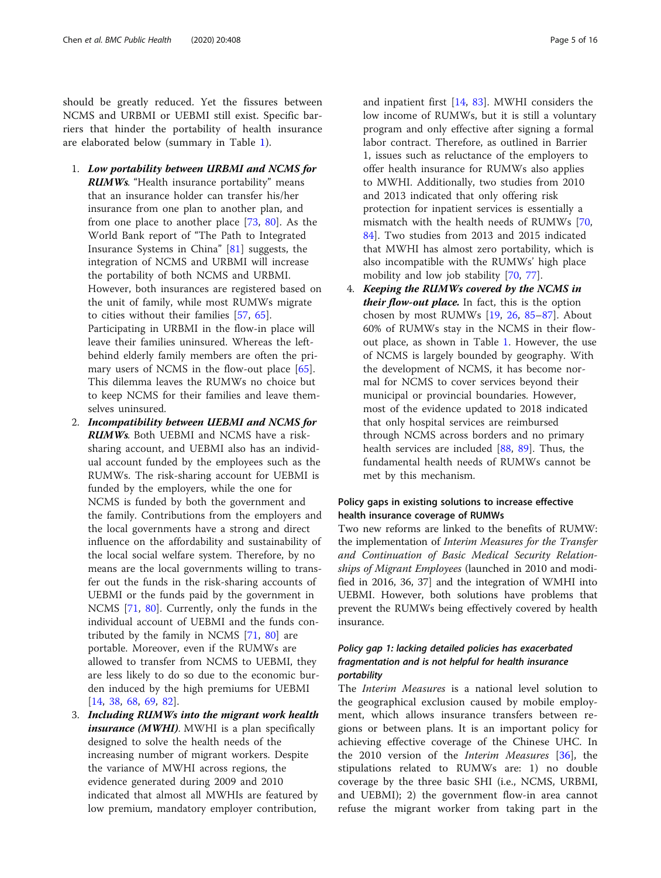should be greatly reduced. Yet the fissures between NCMS and URBMI or UEBMI still exist. Specific barriers that hinder the portability of health insurance are elaborated below (summary in Table 1).

1. ***Low portability between URBMI and NCMS for RUMWs***. "Health insurance portability" means that an insurance holder can transfer his/her insurance from one plan to another plan, and from one place to another place [73, 80]. As the World Bank report of "The Path to Integrated Insurance Systems in China" [81] suggests, the integration of NCMS and URBMI will increase the portability of both NCMS and URBMI. However, both insurances are registered based on the unit of family, while most RUMWs migrate to cities without their families [57, 65]. Participating in URBMI in the flow-in place will leave their families uninsured. Whereas the left-behind elderly family members are often the primary users of NCMS in the flow-out place [65]. This dilemma leaves the RUMWs no choice but to keep NCMS for their families and leave themselves uninsured.
2. ***Incompatibility between UEBMI and NCMS for RUMWs***. Both UEBMI and NCMS have a risk-sharing account, and UEBMI also has an individual account funded by the employees such as the RUMWs. The risk-sharing account for UEBMI is funded by the employers, while the one for NCMS is funded by both the government and the family. Contributions from the employers and the local governments have a strong and direct influence on the affordability and sustainability of the local social welfare system. Therefore, by no means are the local governments willing to transfer out the funds in the risk-sharing accounts of UEBMI or the funds paid by the government in NCMS [71, 80]. Currently, only the funds in the individual account of UEBMI and the funds contributed by the family in NCMS [71, 80] are portable. Moreover, even if the RUMWs are allowed to transfer from NCMS to UEBMI, they are less likely to do so due to the economic burden induced by the high premiums for UEBMI [14, 38, 68, 69, 82].
3. ***Including RUMWs into the migrant work health insurance (MWHI)***. MWHI is a plan specifically designed to solve the health needs of the increasing number of migrant workers. Despite the variance of MWHI across regions, the evidence generated during 2009 and 2010 indicated that almost all MWHIs are featured by low premium, mandatory employer contribution, and inpatient first [14, 83]. MWHI considers the low income of RUMWs, but it is still a voluntary program and only effective after signing a formal labor contract. Therefore, as outlined in Barrier 1, issues such as reluctance of the employers to offer health insurance for RUMWs also applies to MWHI. Additionally, two studies from 2010 and 2013 indicated that only offering risk protection for inpatient services is essentially a mismatch with the health needs of RUMWs [70, 84]. Two studies from 2013 and 2015 indicated that MWHI has almost zero portability, which is also incompatible with the RUMWs' high place mobility and low job stability [70, 77].
4. ***Keeping the RUMWs covered by the NCMS in their flow-out place.*** In fact, this is the option chosen by most RUMWs [19, 26, 85–87]. About 60% of RUMWs stay in the NCMS in their flow-out place, as shown in Table 1. However, the use of NCMS is largely bounded by geography. With the development of NCMS, it has become normal for NCMS to cover services beyond their municipal or provincial boundaries. However, most of the evidence updated to 2018 indicated that only hospital services are reimbursed through NCMS across borders and no primary health services are included [88, 89]. Thus, the fundamental health needs of RUMWs cannot be met by this mechanism.

### Policy gaps in existing solutions to increase effective health insurance coverage of RUMWs

Two new reforms are linked to the benefits of RUMW: the implementation of *Interim Measures for the Transfer and Continuation of Basic Medical Security Relationships of Migrant Employees* (launched in 2010 and modified in 2016, 36, 37] and the integration of WMHI into UEBMI. However, both solutions have problems that prevent the RUMWs being effectively covered by health insurance.

#### *Policy gap 1: lacking detailed policies has exacerbated fragmentation and is not helpful for health insurance portability*

The *Interim Measures* is a national level solution to the geographical exclusion caused by mobile employment, which allows insurance transfers between regions or between plans. It is an important policy for achieving effective coverage of the Chinese UHC. In the 2010 version of the *Interim Measures* [36], the stipulations related to RUMWs are: 1) no double coverage by the three basic SHI (i.e., NCMS, URBMI, and UEBMI); 2) the government flow-in area cannot refuse the migrant worker from taking part in the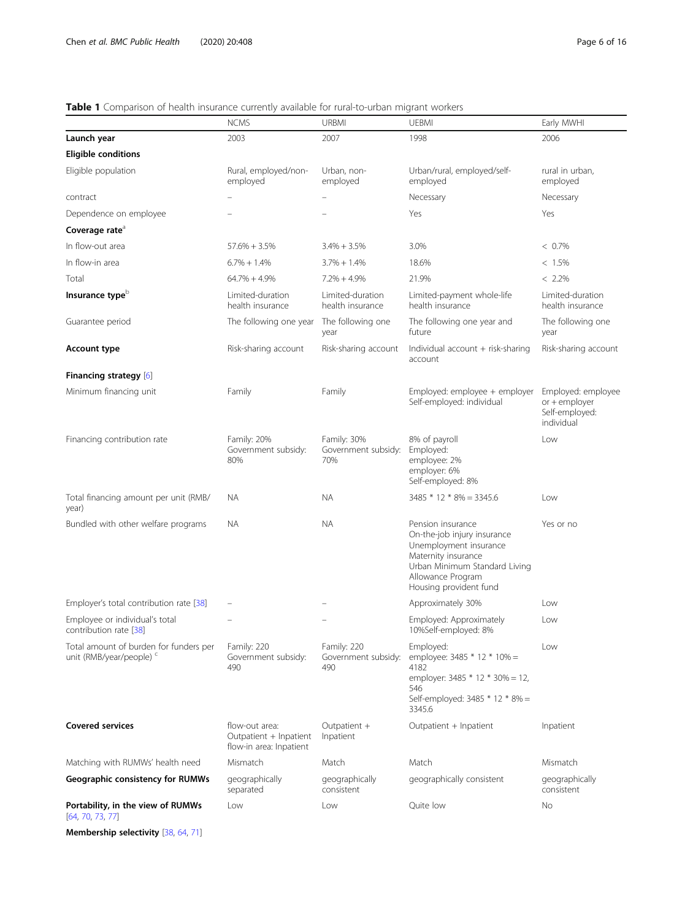**Table 1** Comparison of health insurance currently available for rural-to-urban migrant workers

| | NCMS | URBMI | UEBMI | Early MWHI |
|---|---|---|---|---|
| **Launch year** | 2003 | 2007 | 1998 | 2006 |
| **Eligible conditions** | | | | |
| Eligible population | Rural, employed/non-employed | Urban, non-employed | Urban/rural, employed/self-employed | rural in urban, employed |
| contract | – | – | Necessary | Necessary |
| Dependence on employee | – | – | Yes | Yes |
| **Coverage rate**[a] | | | | |
| In flow-out area | 57.6% + 3.5% | 3.4% + 3.5% | 3.0% | < 0.7% |
| In flow-in area | 6.7% + 1.4% | 3.7% + 1.4% | 18.6% | < 1.5% |
| Total | 64.7% + 4.9% | 7.2% + 4.9% | 21.9% | < 2.2% |
| **Insurance type**[b] | Limited-duration health insurance | Limited-duration health insurance | Limited-payment whole-life health insurance | Limited-duration health insurance |
| Guarantee period | The following one year | The following one year | The following one year and future | The following one year |
| **Account type** | Risk-sharing account | Risk-sharing account | Individual account + risk-sharing account | Risk-sharing account |
| **Financing strategy** [6] | | | | |
| Minimum financing unit | Family | Family | Employed: employee + employer Self-employed: individual | Employed: employee or + employer Self-employed: individual |
| Financing contribution rate | Family: 20% Government subsidy: 80% | Family: 30% Government subsidy: 70% | 8% of payroll Employed: employee: 2% employer: 6% Self-employed: 8% | Low |
| Total financing amount per unit (RMB/year) | NA | NA | 3485 * 12 * 8% = 3345.6 | Low |
| Bundled with other welfare programs | NA | NA | Pension insurance On-the-job injury insurance Unemployment insurance Maternity insurance Urban Minimum Standard Living Allowance Program Housing provident fund | Yes or no |
| Employer's total contribution rate [38] | – | – | Approximately 30% | Low |
| Employee or individual's total contribution rate [38] | – | – | Employed: Approximately 10%Self-employed: 8% | Low |
| Total amount of burden for funders per unit (RMB/year/people) [c] | Family: 220 Government subsidy: 490 | Family: 220 Government subsidy: 490 | Employed: employee: 3485 * 12 * 10% = 4182 employer: 3485 * 12 * 30% = 12, 546 Self-employed: 3485 * 12 * 8% = 3345.6 | Low |
| **Covered services** | flow-out area: Outpatient + Inpatient flow-in area: Inpatient | Outpatient + Inpatient | Outpatient + Inpatient | Inpatient |
| Matching with RUMWs' health need | Mismatch | Match | Match | Mismatch |
| **Geographic consistency for RUMWs** | geographically separated | geographically consistent | geographically consistent | geographically consistent |
| **Portability, in the view of RUMWs** [64, 70, 73, 77] | Low | Low | Quite low | No |
| **Membership selectivity** [38, 64, 71] | | | | |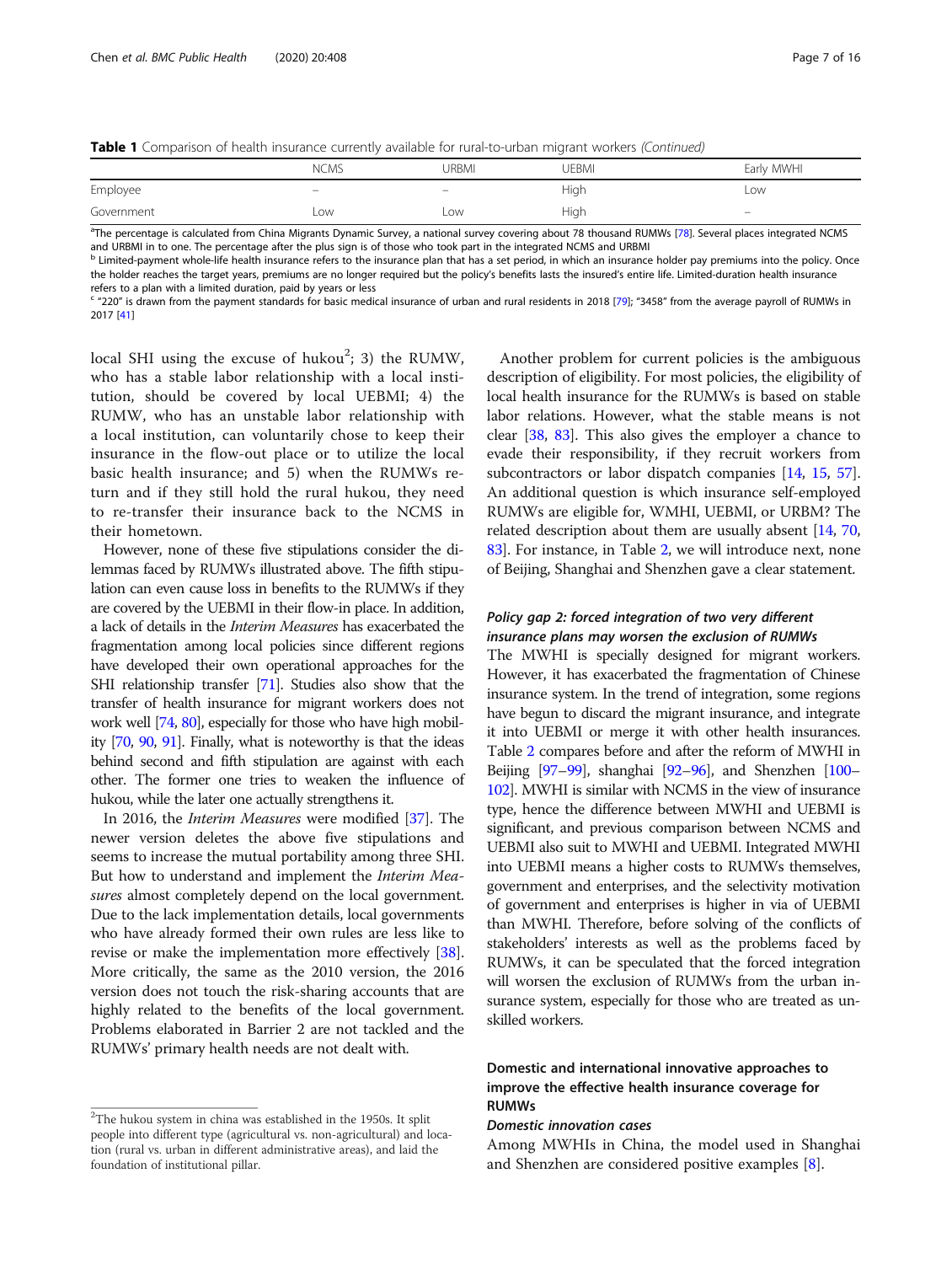**Table 1** Comparison of health insurance currently available for rural-to-urban migrant workers *(Continued)*

| | NCMS | URBMI | UEBMI | Early MWHI |
|---|---|---|---|---|
| Employee | – | – | High | Low |
| Government | Low | Low | High | – |

[a] The percentage is calculated from China Migrants Dynamic Survey, a national survey covering about 78 thousand RUMWs [78]. Several places integrated NCMS and URBMI in to one. The percentage after the plus sign is of those who took part in the integrated NCMS and URBMI

[b] Limited-payment whole-life health insurance refers to the insurance plan that has a set period, in which an insurance holder pay premiums into the policy. Once the holder reaches the target years, premiums are no longer required but the policy's benefits lasts the insured's entire life. Limited-duration health insurance refers to a plan with a limited duration, paid by years or less

[c] "220" is drawn from the payment standards for basic medical insurance of urban and rural residents in 2018 [79]; "3458" from the average payroll of RUMWs in 2017 [41]

local SHI using the excuse of hukou[2]; 3) the RUMW, who has a stable labor relationship with a local institution, should be covered by local UEBMI; 4) the RUMW, who has an unstable labor relationship with a local institution, can voluntarily chose to keep their insurance in the flow-out place or to utilize the local basic health insurance; and 5) when the RUMWs return and if they still hold the rural hukou, they need to re-transfer their insurance back to the NCMS in their hometown.

However, none of these five stipulations consider the dilemmas faced by RUMWs illustrated above. The fifth stipulation can even cause loss in benefits to the RUMWs if they are covered by the UEBMI in their flow-in place. In addition, a lack of details in the *Interim Measures* has exacerbated the fragmentation among local policies since different regions have developed their own operational approaches for the SHI relationship transfer [71]. Studies also show that the transfer of health insurance for migrant workers does not work well [74, 80], especially for those who have high mobility [70, 90, 91]. Finally, what is noteworthy is that the ideas behind second and fifth stipulation are against with each other. The former one tries to weaken the influence of hukou, while the later one actually strengthens it.

In 2016, the *Interim Measures* were modified [37]. The newer version deletes the above five stipulations and seems to increase the mutual portability among three SHI. But how to understand and implement the *Interim Measures* almost completely depend on the local government. Due to the lack implementation details, local governments who have already formed their own rules are less like to revise or make the implementation more effectively [38]. More critically, the same as the 2010 version, the 2016 version does not touch the risk-sharing accounts that are highly related to the benefits of the local government. Problems elaborated in Barrier 2 are not tackled and the RUMWs' primary health needs are not dealt with.

Another problem for current policies is the ambiguous description of eligibility. For most policies, the eligibility of local health insurance for the RUMWs is based on stable labor relations. However, what the stable means is not clear [38, 83]. This also gives the employer a chance to evade their responsibility, if they recruit workers from subcontractors or labor dispatch companies [14, 15, 57]. An additional question is which insurance self-employed RUMWs are eligible for, WMHI, UEBMI, or URBM? The related description about them are usually absent [14, 70, 83]. For instance, in Table 2, we will introduce next, none of Beijing, Shanghai and Shenzhen gave a clear statement.

### *Policy gap 2: forced integration of two very different insurance plans may worsen the exclusion of RUMWs*

The MWHI is specially designed for migrant workers. However, it has exacerbated the fragmentation of Chinese insurance system. In the trend of integration, some regions have begun to discard the migrant insurance, and integrate it into UEBMI or merge it with other health insurances. Table 2 compares before and after the reform of MWHI in Beijing [97–99], shanghai [92–96], and Shenzhen [100–102]. MWHI is similar with NCMS in the view of insurance type, hence the difference between MWHI and UEBMI is significant, and previous comparison between NCMS and UEBMI also suit to MWHI and UEBMI. Integrated MWHI into UEBMI means a higher costs to RUMWs themselves, government and enterprises, and the selectivity motivation of government and enterprises is higher in via of UEBMI than MWHI. Therefore, before solving of the conflicts of stakeholders' interests as well as the problems faced by RUMWs, it can be speculated that the forced integration will worsen the exclusion of RUMWs from the urban insurance system, especially for those who are treated as unskilled workers.

## Domestic and international innovative approaches to improve the effective health insurance coverage for RUMWs

### *Domestic innovation cases*

Among MWHIs in China, the model used in Shanghai and Shenzhen are considered positive examples [8].

[2] The hukou system in china was established in the 1950s. It split people into different type (agricultural vs. non-agricultural) and location (rural vs. urban in different administrative areas), and laid the foundation of institutional pillar.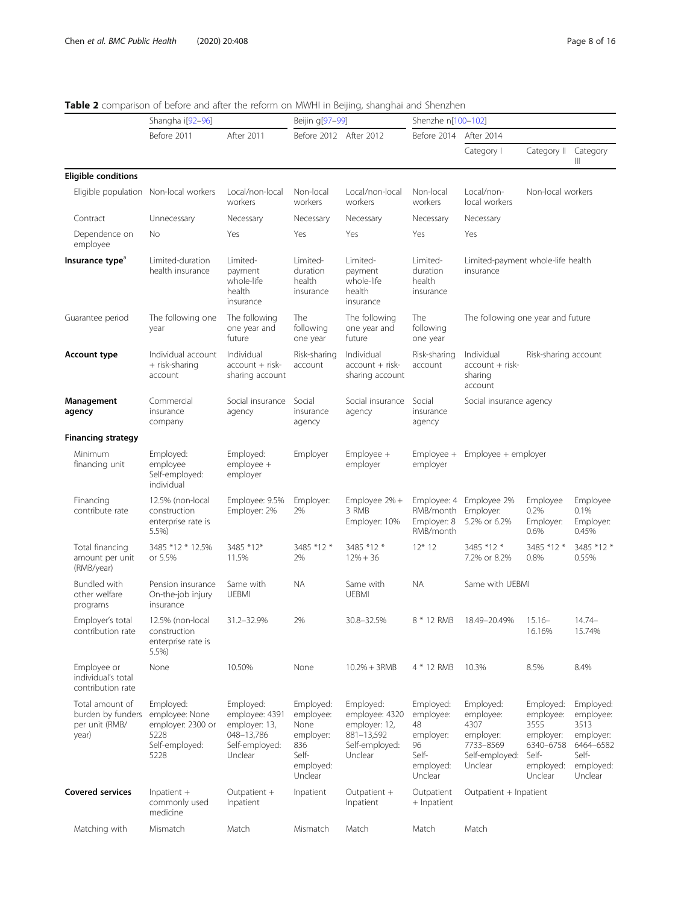**Table 2** comparison of before and after the reform on MWHI in Beijing, shanghai and Shenzhen

| | Shanghai [92–96] | | Beijing [97–99] | | Shenzhen [100–102] | | | |
|---|---|---|---|---|---|---|---|---|
| | Before 2011 | After 2011 | Before 2012 | After 2012 | Before 2014 | After 2014 | | |
| | | | | | | Category I | Category II | Category III |
| **Eligible conditions** | | | | | | | | |
| Eligible population | Non-local workers | Local/non-local workers | Non-local workers | Local/non-local workers | Non-local workers | Local/non-local workers | Non-local workers | |
| Contract | Unnecessary | Necessary | Necessary | Necessary | Necessary | Necessary | | |
| Dependence on employee | No | Yes | Yes | Yes | Yes | Yes | | |
| **Insurance type**[a] | Limited-duration health insurance | Limited-payment whole-life health insurance | Limited-duration health insurance | Limited-payment whole-life health insurance | Limited-duration health insurance | Limited-payment whole-life health insurance | | |
| Guarantee period | The following one year | The following one year and future | The following one year | The following one year and future | The following one year | The following one year and future | | |
| **Account type** | Individual account + risk-sharing account | Individual account + risk-sharing account | Risk-sharing account | Individual account + risk-sharing account | Risk-sharing account | Individual account + risk-sharing account | Risk-sharing account | |
| **Management agency** | Commercial insurance company | Social insurance agency | Social insurance agency | Social insurance agency | Social insurance agency | Social insurance agency | | |
| **Financing strategy** | | | | | | | | |
| Minimum financing unit | Employed: employee Self-employed: individual | Employed: employee + employer | Employer | Employee + employer | Employee + employer | Employee + employer | | |
| Financing contribute rate | 12.5% (non-local construction enterprise rate is 5.5%) | Employee: 9.5% Employer: 2% | Employer: 2% | Employee 2% + 3 RMB Employer: 10% | Employee: 4 RMB/month Employer: 8 RMB/month | Employee 2% Employer: 5.2% or 6.2% | Employee 0.2% Employer: 0.6% | Employee 0.1% Employer: 0.45% |
| Total financing amount per unit (RMB/year) | 3485 *12 * 12.5% or 5.5% | 3485 *12* 11.5% | 3485 *12 * 2% | 3485 *12 * 12% + 36 | 12* 12 | 3485 *12 * 7.2% or 8.2% | 3485 *12 * 0.8% | 3485 *12 * 0.55% |
| Bundled with other welfare programs | Pension insurance On-the-job injury insurance | Same with UEBMI | NA | Same with UEBMI | NA | Same with UEBMI | | |
| Employer's total contribution rate | 12.5% (non-local construction enterprise rate is 5.5%) | 31.2–32.9% | 2% | 30.8–32.5% | 8 * 12 RMB | 18.49–20.49% | 15.16–16.16% | 14.74–15.74% |
| Employee or individual's total contribution rate | None | 10.50% | None | 10.2% + 3RMB | 4 * 12 RMB | 10.3% | 8.5% | 8.4% |
| Total amount of burden by funders per unit (RMB/year) | Employed: employee: None employer: 2300 or 5228 Self-employed: 5228 | Employed: employee: 4391 employer: 13,048–13,786 Self-employed: Unclear | Employed: employee: None employer: 836 Self-employed: Unclear | Employed: employee: 4320 employer: 12,881–13,592 Self-employed: Unclear | Employed: employee: 48 employer: 96 Self-employed: Unclear | Employed: employee: 4307 employer: 7733–8569 Self-employed: Unclear | Employed: employee: 3555 employer: 6340–6758 Self-employed: Unclear | Employed: employee: 3513 employer: 6464–6582 Self-employed: Unclear |
| **Covered services** | Inpatient + commonly used medicine | Outpatient + Inpatient | Inpatient | Outpatient + Inpatient | Outpatient + Inpatient | Outpatient + Inpatient | | |
| Matching with | Mismatch | Match | Mismatch | Match | Match | Match | | |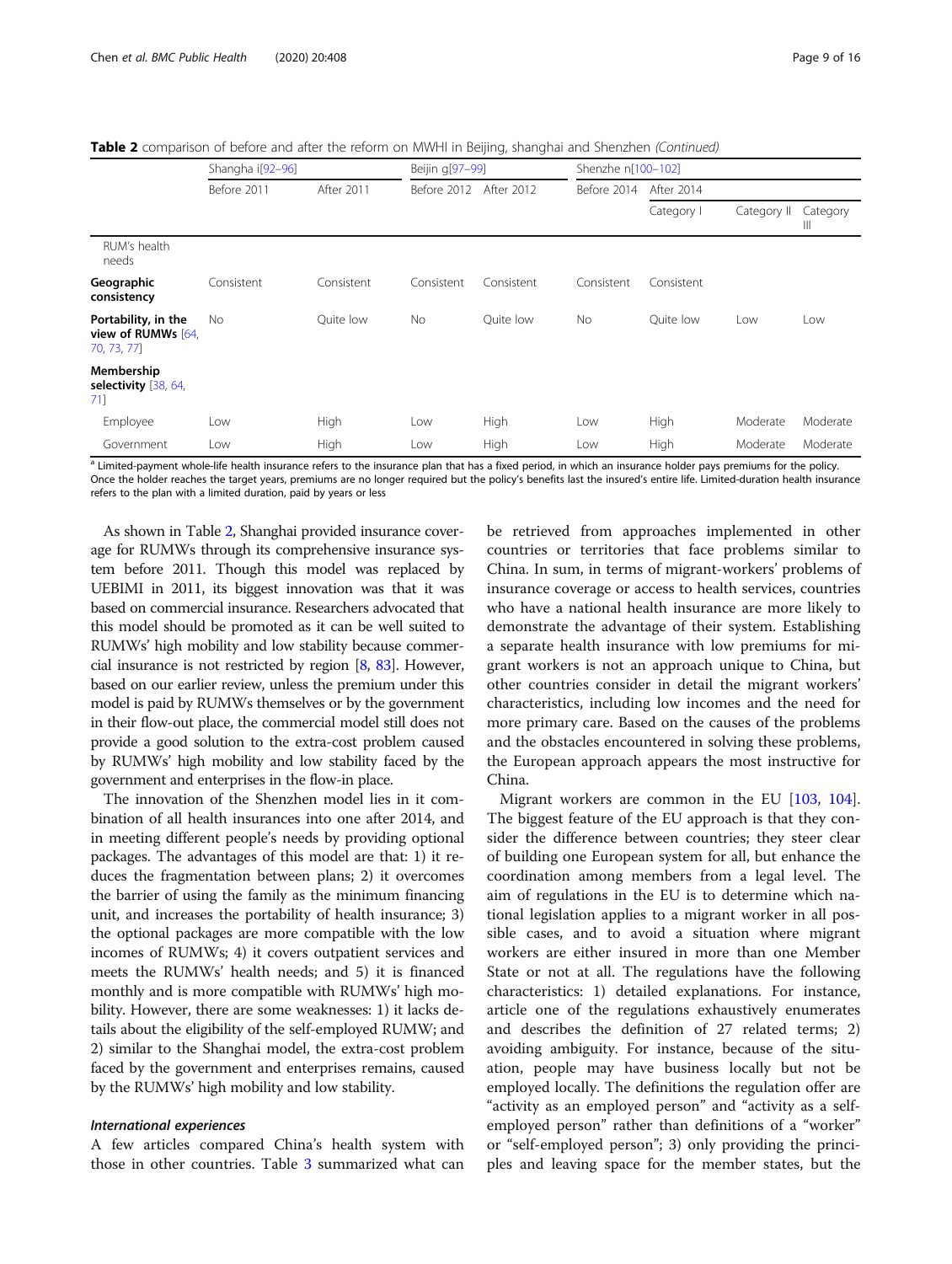**Table 2** comparison of before and after the reform on MWHI in Beijing, shanghai and Shenzhen *(Continued)*

| | Shangha i[92–96] | | Beijin g[97–99] | | Shenzhe n[100–102] | | | |
|---|---|---|---|---|---|---|---|---|
| | Before 2011 | After 2011 | Before 2012 | After 2012 | Before 2014 | After 2014 | | |
| | | | | | | Category I | Category II | Category III |
| RUM's health needs | | | | | | | | |
| **Geographic consistency** | Consistent | Consistent | Consistent | Consistent | Consistent | Consistent | | |
| **Portability, in the view of RUMWs** [64, 70, 73, 77] | No | Quite low | No | Quite low | No | Quite low | Low | Low |
| **Membership selectivity** [38, 64, 71] | | | | | | | | |
| Employee | Low | High | Low | High | Low | High | Moderate | Moderate |
| Government | Low | High | Low | High | Low | High | Moderate | Moderate |

[a] Limited-payment whole-life health insurance refers to the insurance plan that has a fixed period, in which an insurance holder pays premiums for the policy. Once the holder reaches the target years, premiums are no longer required but the policy's benefits last the insured's entire life. Limited-duration health insurance refers to the plan with a limited duration, paid by years or less

As shown in Table 2, Shanghai provided insurance coverage for RUMWs through its comprehensive insurance system before 2011. Though this model was replaced by UEBIMI in 2011, its biggest innovation was that it was based on commercial insurance. Researchers advocated that this model should be promoted as it can be well suited to RUMWs' high mobility and low stability because commercial insurance is not restricted by region [8, 83]. However, based on our earlier review, unless the premium under this model is paid by RUMWs themselves or by the government in their flow-out place, the commercial model still does not provide a good solution to the extra-cost problem caused by RUMWs' high mobility and low stability faced by the government and enterprises in the flow-in place.

The innovation of the Shenzhen model lies in it combination of all health insurances into one after 2014, and in meeting different people's needs by providing optional packages. The advantages of this model are that: 1) it reduces the fragmentation between plans; 2) it overcomes the barrier of using the family as the minimum financing unit, and increases the portability of health insurance; 3) the optional packages are more compatible with the low incomes of RUMWs; 4) it covers outpatient services and meets the RUMWs' health needs; and 5) it is financed monthly and is more compatible with RUMWs' high mobility. However, there are some weaknesses: 1) it lacks details about the eligibility of the self-employed RUMW; and 2) similar to the Shanghai model, the extra-cost problem faced by the government and enterprises remains, caused by the RUMWs' high mobility and low stability.

### *International experiences*

A few articles compared China's health system with those in other countries. Table 3 summarized what can be retrieved from approaches implemented in other countries or territories that face problems similar to China. In sum, in terms of migrant-workers' problems of insurance coverage or access to health services, countries who have a national health insurance are more likely to demonstrate the advantage of their system. Establishing a separate health insurance with low premiums for migrant workers is not an approach unique to China, but other countries consider in detail the migrant workers' characteristics, including low incomes and the need for more primary care. Based on the causes of the problems and the obstacles encountered in solving these problems, the European approach appears the most instructive for China.

Migrant workers are common in the EU [103, 104]. The biggest feature of the EU approach is that they consider the difference between countries; they steer clear of building one European system for all, but enhance the coordination among members from a legal level. The aim of regulations in the EU is to determine which national legislation applies to a migrant worker in all possible cases, and to avoid a situation where migrant workers are either insured in more than one Member State or not at all. The regulations have the following characteristics: 1) detailed explanations. For instance, article one of the regulations exhaustively enumerates and describes the definition of 27 related terms; 2) avoiding ambiguity. For instance, because of the situation, people may have business locally but not be employed locally. The definitions the regulation offer are "activity as an employed person" and "activity as a self-employed person" rather than definitions of a "worker" or "self-employed person"; 3) only providing the principles and leaving space for the member states, but the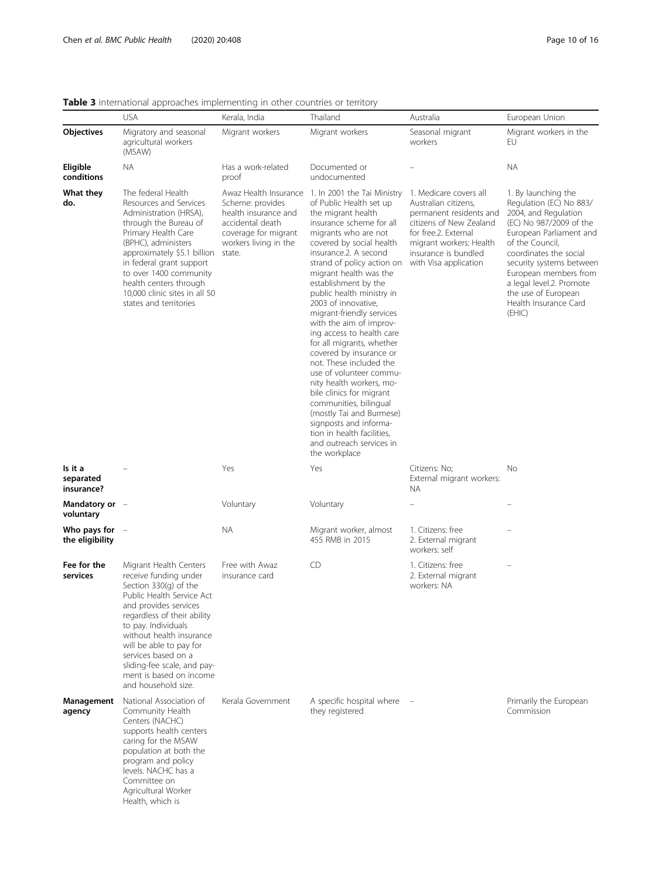**Table 3** international approaches implementing in other countries or territory

| | USA | Kerala, India | Thailand | Australia | European Union |
|---|---|---|---|---|---|
| **Objectives** | Migratory and seasonal agricultural workers (MSAW) | Migrant workers | Migrant workers | Seasonal migrant workers | Migrant workers in the EU |
| **Eligible conditions** | NA | Has a work-related proof | Documented or undocumented | – | NA |
| **What they do.** | The federal Health Resources and Services Administration (HRSA), through the Bureau of Primary Health Care (BPHC), administers approximately $5.1 billion in federal grant support to over 1400 community health centers through 10,000 clinic sites in all 50 states and territories | Awaz Health Insurance Scheme: provides health insurance and accidental death coverage for migrant workers living in the state. | 1. In 2001 the Tai Ministry of Public Health set up the migrant health insurance scheme for all migrants who are not covered by social health insurance.2. A second strand of policy action on migrant health was the establishment by the public health ministry in 2003 of innovative, migrant-friendly services with the aim of improving access to health care for all migrants, whether covered by insurance or not. These included the use of volunteer community health workers, mobile clinics for migrant communities, bilingual (mostly Tai and Burmese) signposts and information in health facilities, and outreach services in the workplace | 1. Medicare covers all Australian citizens, permanent residents and citizens of New Zealand for free.2. External migrant workers: Health insurance is bundled with Visa application | 1. By launching the Regulation (EC) No 883/2004, and Regulation (EC) No 987/2009 of the European Parliament and of the Council, coordinates the social security systems between European members from a legal level.2. Promote the use of European Health Insurance Card (EHIC) |
| **Is it a separated insurance?** | – | Yes | Yes | Citizens: No; External migrant workers: NA | No |
| **Mandatory or voluntary** | – | Voluntary | Voluntary | – | – |
| **Who pays for the eligibility** | – | NA | Migrant worker, almost 455 RMB in 2015 | 1. Citizens: free 2. External migrant workers: self | – |
| **Fee for the services** | Migrant Health Centers receive funding under Section 330(g) of the Public Health Service Act and provides services regardless of their ability to pay. Individuals without health insurance will be able to pay for services based on a sliding-fee scale, and payment is based on income and household size. | Free with Awaz insurance card | CD | 1. Citizens: free 2. External migrant workers: NA | – |
| **Management agency** | National Association of Community Health Centers (NACHC) supports health centers caring for the MSAW population at both the program and policy levels. NACHC has a Committee on Agricultural Worker Health, which is | Kerala Government | A specific hospital where they registered | – | Primarily the European Commission |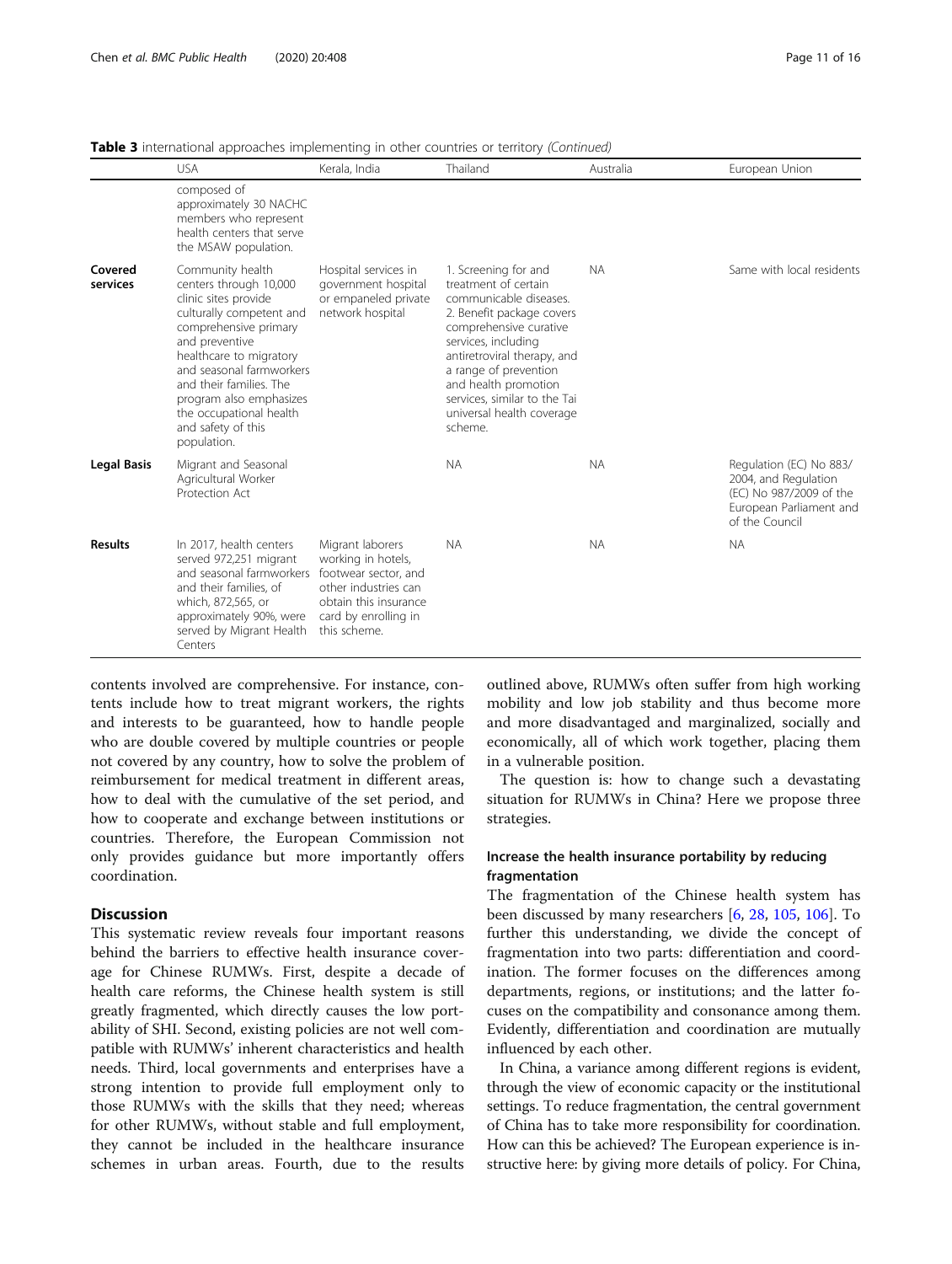**Table 3** international approaches implementing in other countries or territory *(Continued)*

| | USA | Kerala, India | Thailand | Australia | European Union |
|---|---|---|---|---|---|
| | composed of approximately 30 NACHC members who represent health centers that serve the MSAW population. | | | | |
| **Covered services** | Community health centers through 10,000 clinic sites provide culturally competent and comprehensive primary and preventive healthcare to migratory and seasonal farmworkers and their families. The program also emphasizes the occupational health and safety of this population. | Hospital services in government hospital or empaneled private network hospital | 1. Screening for and treatment of certain communicable diseases. 2. Benefit package covers comprehensive curative services, including antiretroviral therapy, and a range of prevention and health promotion services, similar to the Tai universal health coverage scheme. | NA | Same with local residents |
| **Legal Basis** | Migrant and Seasonal Agricultural Worker Protection Act | | NA | NA | Regulation (EC) No 883/2004, and Regulation (EC) No 987/2009 of the European Parliament and of the Council |
| **Results** | In 2017, health centers served 972,251 migrant and seasonal farmworkers and their families, of which, 872,565, or approximately 90%, were served by Migrant Health Centers | Migrant laborers working in hotels, footwear sector, and other industries can obtain this insurance card by enrolling in this scheme. | NA | NA | NA |

contents involved are comprehensive. For instance, contents include how to treat migrant workers, the rights and interests to be guaranteed, how to handle people who are double covered by multiple countries or people not covered by any country, how to solve the problem of reimbursement for medical treatment in different areas, how to deal with the cumulative of the set period, and how to cooperate and exchange between institutions or countries. Therefore, the European Commission not only provides guidance but more importantly offers coordination.

## Discussion

This systematic review reveals four important reasons behind the barriers to effective health insurance coverage for Chinese RUMWs. First, despite a decade of health care reforms, the Chinese health system is still greatly fragmented, which directly causes the low portability of SHI. Second, existing policies are not well compatible with RUMWs' inherent characteristics and health needs. Third, local governments and enterprises have a strong intention to provide full employment only to those RUMWs with the skills that they need; whereas for other RUMWs, without stable and full employment, they cannot be included in the healthcare insurance schemes in urban areas. Fourth, due to the results outlined above, RUMWs often suffer from high working mobility and low job stability and thus become more and more disadvantaged and marginalized, socially and economically, all of which work together, placing them in a vulnerable position.

The question is: how to change such a devastating situation for RUMWs in China? Here we propose three strategies.

### Increase the health insurance portability by reducing fragmentation

The fragmentation of the Chinese health system has been discussed by many researchers [6, 28, 105, 106]. To further this understanding, we divide the concept of fragmentation into two parts: differentiation and coordination. The former focuses on the differences among departments, regions, or institutions; and the latter focuses on the compatibility and consonance among them. Evidently, differentiation and coordination are mutually influenced by each other.

In China, a variance among different regions is evident, through the view of economic capacity or the institutional settings. To reduce fragmentation, the central government of China has to take more responsibility for coordination. How can this be achieved? The European experience is instructive here: by giving more details of policy. For China,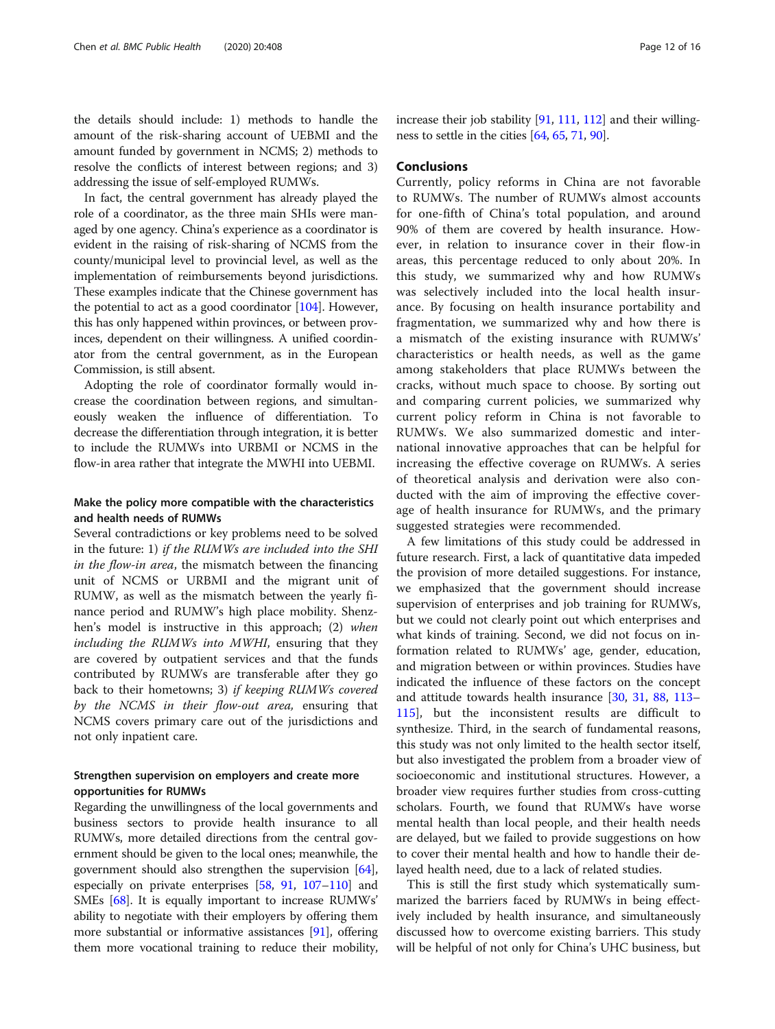the details should include: 1) methods to handle the amount of the risk-sharing account of UEBMI and the amount funded by government in NCMS; 2) methods to resolve the conflicts of interest between regions; and 3) addressing the issue of self-employed RUMWs.

In fact, the central government has already played the role of a coordinator, as the three main SHIs were managed by one agency. China's experience as a coordinator is evident in the raising of risk-sharing of NCMS from the county/municipal level to provincial level, as well as the implementation of reimbursements beyond jurisdictions. These examples indicate that the Chinese government has the potential to act as a good coordinator [104]. However, this has only happened within provinces, or between provinces, dependent on their willingness. A unified coordinator from the central government, as in the European Commission, is still absent.

Adopting the role of coordinator formally would increase the coordination between regions, and simultaneously weaken the influence of differentiation. To decrease the differentiation through integration, it is better to include the RUMWs into URBMI or NCMS in the flow-in area rather that integrate the MWHI into UEBMI.

### Make the policy more compatible with the characteristics and health needs of RUMWs

Several contradictions or key problems need to be solved in the future: 1) *if the RUMWs are included into the SHI in the flow-in area*, the mismatch between the financing unit of NCMS or URBMI and the migrant unit of RUMW, as well as the mismatch between the yearly finance period and RUMW's high place mobility. Shenzhen's model is instructive in this approach; (2) *when including the RUMWs into MWHI*, ensuring that they are covered by outpatient services and that the funds contributed by RUMWs are transferable after they go back to their hometowns; 3) *if keeping RUMWs covered by the NCMS in their flow-out area,* ensuring that NCMS covers primary care out of the jurisdictions and not only inpatient care.

### Strengthen supervision on employers and create more opportunities for RUMWs

Regarding the unwillingness of the local governments and business sectors to provide health insurance to all RUMWs, more detailed directions from the central government should be given to the local ones; meanwhile, the government should also strengthen the supervision [64], especially on private enterprises [58, 91, 107–110] and SMEs [68]. It is equally important to increase RUMWs' ability to negotiate with their employers by offering them more substantial or informative assistances [91], offering them more vocational training to reduce their mobility, increase their job stability [91, 111, 112] and their willingness to settle in the cities [64, 65, 71, 90].

## Conclusions

Currently, policy reforms in China are not favorable to RUMWs. The number of RUMWs almost accounts for one-fifth of China's total population, and around 90% of them are covered by health insurance. However, in relation to insurance cover in their flow-in areas, this percentage reduced to only about 20%. In this study, we summarized why and how RUMWs was selectively included into the local health insurance. By focusing on health insurance portability and fragmentation, we summarized why and how there is a mismatch of the existing insurance with RUMWs' characteristics or health needs, as well as the game among stakeholders that place RUMWs between the cracks, without much space to choose. By sorting out and comparing current policies, we summarized why current policy reform in China is not favorable to RUMWs. We also summarized domestic and international innovative approaches that can be helpful for increasing the effective coverage on RUMWs. A series of theoretical analysis and derivation were also conducted with the aim of improving the effective coverage of health insurance for RUMWs, and the primary suggested strategies were recommended.

A few limitations of this study could be addressed in future research. First, a lack of quantitative data impeded the provision of more detailed suggestions. For instance, we emphasized that the government should increase supervision of enterprises and job training for RUMWs, but we could not clearly point out which enterprises and what kinds of training. Second, we did not focus on information related to RUMWs' age, gender, education, and migration between or within provinces. Studies have indicated the influence of these factors on the concept and attitude towards health insurance [30, 31, 88, 113–115], but the inconsistent results are difficult to synthesize. Third, in the search of fundamental reasons, this study was not only limited to the health sector itself, but also investigated the problem from a broader view of socioeconomic and institutional structures. However, a broader view requires further studies from cross-cutting scholars. Fourth, we found that RUMWs have worse mental health than local people, and their health needs are delayed, but we failed to provide suggestions on how to cover their mental health and how to handle their delayed health need, due to a lack of related studies.

This is still the first study which systematically summarized the barriers faced by RUMWs in being effectively included by health insurance, and simultaneously discussed how to overcome existing barriers. This study will be helpful of not only for China's UHC business, but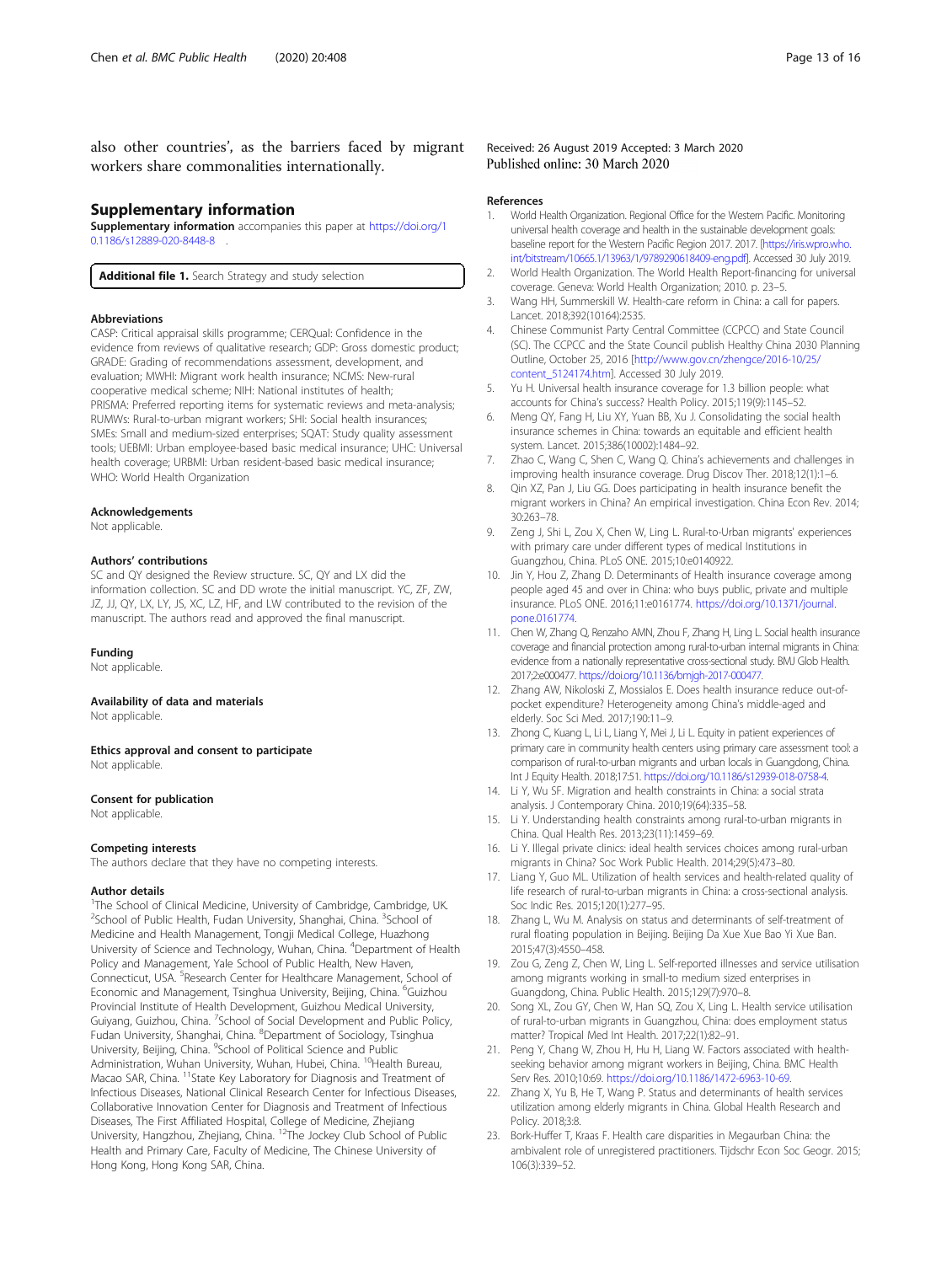also other countries', as the barriers faced by migrant workers share commonalities internationally.

## Supplementary information

**Supplementary information** accompanies this paper at https://doi.org/10.1186/s12889-020-8448-8 .

**Additional file 1.** Search Strategy and study selection

#### Abbreviations

CASP: Critical appraisal skills programme; CERQual: Confidence in the evidence from reviews of qualitative research; GDP: Gross domestic product; GRADE: Grading of recommendations assessment, development, and evaluation; MWHI: Migrant work health insurance; NCMS: New-rural cooperative medical scheme; NIH: National institutes of health; PRISMA: Preferred reporting items for systematic reviews and meta-analysis; RUMWs: Rural-to-urban migrant workers; SHI: Social health insurances; SMEs: Small and medium-sized enterprises; SQAT: Study quality assessment tools; UEBMI: Urban employee-based basic medical insurance; UHC: Universal health coverage; URBMI: Urban resident-based basic medical insurance; WHO: World Health Organization

#### Acknowledgements

Not applicable.

#### Authors' contributions

SC and QY designed the Review structure. SC, QY and LX did the information collection. SC and DD wrote the initial manuscript. YC, ZF, ZW, JZ, JJ, QY, LX, LY, JS, XC, LZ, HF, and LW contributed to the revision of the manuscript. The authors read and approved the final manuscript.

#### Funding

Not applicable.

#### Availability of data and materials

Not applicable.

#### Ethics approval and consent to participate

Not applicable.

#### Consent for publication

Not applicable.

#### Competing interests

The authors declare that they have no competing interests.

#### Author details

[1]The School of Clinical Medicine, University of Cambridge, Cambridge, UK. [2]School of Public Health, Fudan University, Shanghai, China. [3]School of Medicine and Health Management, Tongji Medical College, Huazhong University of Science and Technology, Wuhan, China. [4]Department of Health Policy and Management, Yale School of Public Health, New Haven, Connecticut, USA. [5]Research Center for Healthcare Management, School of Economic and Management, Tsinghua University, Beijing, China. [6]Guizhou Provincial Institute of Health Development, Guizhou Medical University, Guiyang, Guizhou, China. [7]School of Social Development and Public Policy, Fudan University, Shanghai, China. [8]Department of Sociology, Tsinghua University, Beijing, China. [9]School of Political Science and Public Administration, Wuhan University, Wuhan, Hubei, China. [10]Health Bureau, Macao SAR, China. [11]State Key Laboratory for Diagnosis and Treatment of Infectious Diseases, National Clinical Research Center for Infectious Diseases, Collaborative Innovation Center for Diagnosis and Treatment of Infectious Diseases, The First Affiliated Hospital, College of Medicine, Zhejiang University, Hangzhou, Zhejiang, China. [12]The Jockey Club School of Public Health and Primary Care, Faculty of Medicine, The Chinese University of Hong Kong, Hong Kong SAR, China.

Received: 26 August 2019 Accepted: 3 March 2020
Published online: 30 March 2020

#### References

1. World Health Organization. Regional Office for the Western Pacific. Monitoring universal health coverage and health in the sustainable development goals: baseline report for the Western Pacific Region 2017. 2017. [https://iris.wpro.who.int/bitstream/10665.1/13963/1/9789290618409-eng.pdf]. Accessed 30 July 2019.
2. World Health Organization. The World Health Report-financing for universal coverage. Geneva: World Health Organization; 2010. p. 23–5.
3. Wang HH, Summerskill W. Health-care reform in China: a call for papers. Lancet. 2018;392(10164):2535.
4. Chinese Communist Party Central Committee (CCPCC) and State Council (SC). The CCPCC and the State Council publish Healthy China 2030 Planning Outline, October 25, 2016 [http://www.gov.cn/zhengce/2016-10/25/content_5124174.htm]. Accessed 30 July 2019.
5. Yu H. Universal health insurance coverage for 1.3 billion people: what accounts for China's success? Health Policy. 2015;119(9):1145–52.
6. Meng QY, Fang H, Liu XY, Yuan BB, Xu J. Consolidating the social health insurance schemes in China: towards an equitable and efficient health system. Lancet. 2015;386(10002):1484–92.
7. Zhao C, Wang C, Shen C, Wang Q. China's achievements and challenges in improving health insurance coverage. Drug Discov Ther. 2018;12(1):1–6.
8. Qin XZ, Pan J, Liu GG. Does participating in health insurance benefit the migrant workers in China? An empirical investigation. China Econ Rev. 2014; 30:263–78.
9. Zeng J, Shi L, Zou X, Chen W, Ling L. Rural-to-Urban migrants' experiences with primary care under different types of medical Institutions in Guangzhou, China. PLoS ONE. 2015;10:e0140922.
10. Jin Y, Hou Z, Zhang D. Determinants of Health insurance coverage among people aged 45 and over in China: who buys public, private and multiple insurance. PLoS ONE. 2016;11:e0161774. https://doi.org/10.1371/journal.pone.0161774.
11. Chen W, Zhang Q, Renzaho AMN, Zhou F, Zhang H, Ling L. Social health insurance coverage and financial protection among rural-to-urban internal migrants in China: evidence from a nationally representative cross-sectional study. BMJ Glob Health. 2017;2:e000477. https://doi.org/10.1136/bmjgh-2017-000477.
12. Zhang AW, Nikoloski Z, Mossialos E. Does health insurance reduce out-of-pocket expenditure? Heterogeneity among China's middle-aged and elderly. Soc Sci Med. 2017;190:11–9.
13. Zhong C, Kuang L, Li L, Liang Y, Mei J, Li L. Equity in patient experiences of primary care in community health centers using primary care assessment tool: a comparison of rural-to-urban migrants and urban locals in Guangdong, China. Int J Equity Health. 2018;17:51. https://doi.org/10.1186/s12939-018-0758-4.
14. Li Y, Wu SF. Migration and health constraints in China: a social strata analysis. J Contemporary China. 2010;19(64):335–58.
15. Li Y. Understanding health constraints among rural-to-urban migrants in China. Qual Health Res. 2013;23(11):1459–69.
16. Li Y. Illegal private clinics: ideal health services choices among rural-urban migrants in China? Soc Work Public Health. 2014;29(5):473–80.
17. Liang Y, Guo ML. Utilization of health services and health-related quality of life research of rural-to-urban migrants in China: a cross-sectional analysis. Soc Indic Res. 2015;120(1):277–95.
18. Zhang L, Wu M. Analysis on status and determinants of self-treatment of rural floating population in Beijing. Beijing Da Xue Xue Bao Yi Xue Ban. 2015;47(3):4550–458.
19. Zou G, Zeng Z, Chen W, Ling L. Self-reported illnesses and service utilisation among migrants working in small-to medium sized enterprises in Guangdong, China. Public Health. 2015;129(7):970–8.
20. Song XL, Zou GY, Chen W, Han SQ, Zou X, Ling L. Health service utilisation of rural-to-urban migrants in Guangzhou, China: does employment status matter? Tropical Med Int Health. 2017;22(1):82–91.
21. Peng Y, Chang W, Zhou H, Hu H, Liang W. Factors associated with health-seeking behavior among migrant workers in Beijing, China. BMC Health Serv Res. 2010;10:69. https://doi.org/10.1186/1472-6963-10-69.
22. Zhang X, Yu B, He T, Wang P. Status and determinants of health services utilization among elderly migrants in China. Global Health Research and Policy. 2018;3:8.
23. Bork-Huffer T, Kraas F. Health care disparities in Megaurban China: the ambivalent role of unregistered practitioners. Tijdschr Econ Soc Geogr. 2015; 106(3):339–52.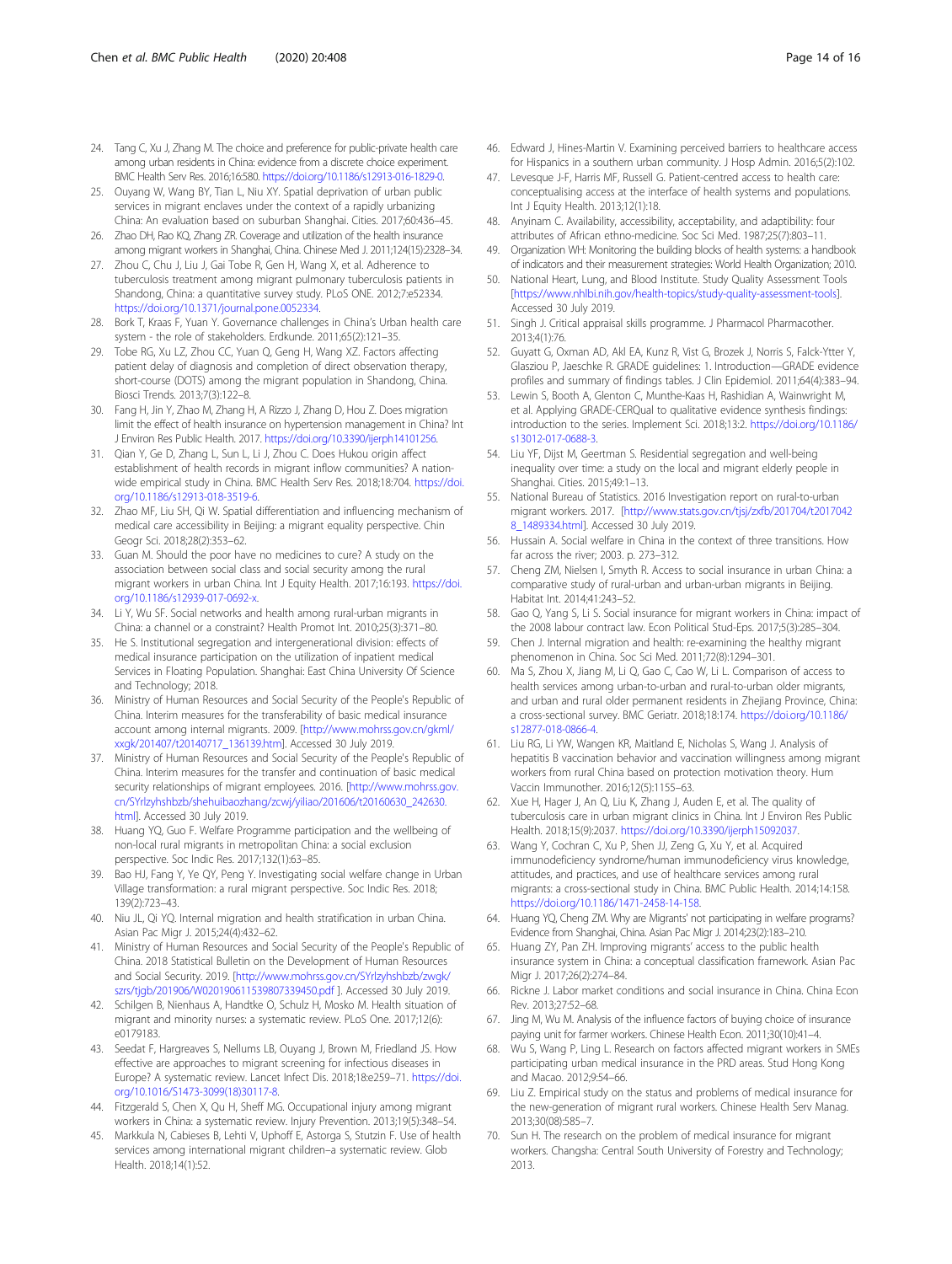24. Tang C, Xu J, Zhang M. The choice and preference for public-private health care among urban residents in China: evidence from a discrete choice experiment. BMC Health Serv Res. 2016;16:580. https://doi.org/10.1186/s12913-016-1829-0.
25. Ouyang W, Wang BY, Tian L, Niu XY. Spatial deprivation of urban public services in migrant enclaves under the context of a rapidly urbanizing China: An evaluation based on suburban Shanghai. Cities. 2017;60:436–45.
26. Zhao DH, Rao KQ, Zhang ZR. Coverage and utilization of the health insurance among migrant workers in Shanghai, China. Chinese Med J. 2011;124(15):2328–34.
27. Zhou C, Chu J, Liu J, Gai Tobe R, Gen H, Wang X, et al. Adherence to tuberculosis treatment among migrant pulmonary tuberculosis patients in Shandong, China: a quantitative survey study. PLoS ONE. 2012;7:e52334. https://doi.org/10.1371/journal.pone.0052334.
28. Bork T, Kraas F, Yuan Y. Governance challenges in China's Urban health care system - the role of stakeholders. Erdkunde. 2011;65(2):121–35.
29. Tobe RG, Xu LZ, Zhou CC, Yuan Q, Geng H, Wang XZ. Factors affecting patient delay of diagnosis and completion of direct observation therapy, short-course (DOTS) among the migrant population in Shandong, China. Biosci Trends. 2013;7(3):122–8.
30. Fang H, Jin Y, Zhao M, Zhang H, A Rizzo J, Zhang D, Hou Z. Does migration limit the effect of health insurance on hypertension management in China? Int J Environ Res Public Health. 2017. https://doi.org/10.3390/ijerph14101256.
31. Qian Y, Ge D, Zhang L, Sun L, Li J, Zhou C. Does Hukou origin affect establishment of health records in migrant inflow communities? A nation-wide empirical study in China. BMC Health Serv Res. 2018;18:704. https://doi.org/10.1186/s12913-018-3519-6.
32. Zhao MF, Liu SH, Qi W. Spatial differentiation and influencing mechanism of medical care accessibility in Beijing: a migrant equality perspective. Chin Geogr Sci. 2018;28(2):353–62.
33. Guan M. Should the poor have no medicines to cure? A study on the association between social class and social security among the rural migrant workers in urban China. Int J Equity Health. 2017;16:193. https://doi.org/10.1186/s12939-017-0692-x.
34. Li Y, Wu SF. Social networks and health among rural-urban migrants in China: a channel or a constraint? Health Promot Int. 2010;25(3):371–80.
35. He S. Institutional segregation and intergenerational division: effects of medical insurance participation on the utilization of inpatient medical Services in Floating Population. Shanghai: East China University Of Science and Technology; 2018.
36. Ministry of Human Resources and Social Security of the People's Republic of China. Interim measures for the transferability of basic medical insurance account among internal migrants. 2009. [http://www.mohrss.gov.cn/gkml/xxgk/201407/t20140717_136139.htm]. Accessed 30 July 2019.
37. Ministry of Human Resources and Social Security of the People's Republic of China. Interim measures for the transfer and continuation of basic medical security relationships of migrant employees. 2016. [http://www.mohrss.gov.cn/SYrlzyhshbzb/shehuibaozhang/zcwj/yiliao/201606/t20160630_242630.html]. Accessed 30 July 2019.
38. Huang YQ, Guo F. Welfare Programme participation and the wellbeing of non-local rural migrants in metropolitan China: a social exclusion perspective. Soc Indic Res. 2017;132(1):63–85.
39. Bao HJ, Fang Y, Ye QY, Peng Y. Investigating social welfare change in Urban Village transformation: a rural migrant perspective. Soc Indic Res. 2018; 139(2):723–43.
40. Niu JL, Qi YQ. Internal migration and health stratification in urban China. Asian Pac Migr J. 2015;24(4):432–62.
41. Ministry of Human Resources and Social Security of the People's Republic of China. 2018 Statistical Bulletin on the Development of Human Resources and Social Security. 2019. [http://www.mohrss.gov.cn/SYrlzyhshbzb/zwgk/szrs/tjgb/201906/W020190611539807339450.pdf ]. Accessed 30 July 2019.
42. Schilgen B, Nienhaus A, Handtke O, Schulz H, Mosko M. Health situation of migrant and minority nurses: a systematic review. PLoS One. 2017;12(6): e0179183.
43. Seedat F, Hargreaves S, Nellums LB, Ouyang J, Brown M, Friedland JS. How effective are approaches to migrant screening for infectious diseases in Europe? A systematic review. Lancet Infect Dis. 2018;18:e259–71. https://doi.org/10.1016/S1473-3099(18)30117-8.
44. Fitzgerald S, Chen X, Qu H, Sheff MG. Occupational injury among migrant workers in China: a systematic review. Injury Prevention. 2013;19(5):348–54.
45. Markkula N, Cabieses B, Lehti V, Uphoff E, Astorga S, Stutzin F. Use of health services among international migrant children–a systematic review. Glob Health. 2018;14(1):52.
46. Edward J, Hines-Martin V. Examining perceived barriers to healthcare access for Hispanics in a southern urban community. J Hosp Admin. 2016;5(2):102.
47. Levesque J-F, Harris MF, Russell G. Patient-centred access to health care: conceptualising access at the interface of health systems and populations. Int J Equity Health. 2013;12(1):18.
48. Anyinam C. Availability, accessibility, acceptability, and adaptibility: four attributes of African ethno-medicine. Soc Sci Med. 1987;25(7):803–11.
49. Organization WH: Monitoring the building blocks of health systems: a handbook of indicators and their measurement strategies: World Health Organization; 2010.
50. National Heart, Lung, and Blood Institute. Study Quality Assessment Tools [https://www.nhlbi.nih.gov/health-topics/study-quality-assessment-tools]. Accessed 30 July 2019.
51. Singh J. Critical appraisal skills programme. J Pharmacol Pharmacother. 2013;4(1):76.
52. Guyatt G, Oxman AD, Akl EA, Kunz R, Vist G, Brozek J, Norris S, Falck-Ytter Y, Glasziou P, Jaeschke R. GRADE guidelines: 1. Introduction—GRADE evidence profiles and summary of findings tables. J Clin Epidemiol. 2011;64(4):383–94.
53. Lewin S, Booth A, Glenton C, Munthe-Kaas H, Rashidian A, Wainwright M, et al. Applying GRADE-CERQual to qualitative evidence synthesis findings: introduction to the series. Implement Sci. 2018;13:2. https://doi.org/10.1186/s13012-017-0688-3.
54. Liu YF, Dijst M, Geertman S. Residential segregation and well-being inequality over time: a study on the local and migrant elderly people in Shanghai. Cities. 2015;49:1–13.
55. National Bureau of Statistics. 2016 Investigation report on rural-to-urban migrant workers. 2017. [http://www.stats.gov.cn/tjsj/zxfb/201704/t20170428_1489334.html]. Accessed 30 July 2019.
56. Hussain A. Social welfare in China in the context of three transitions. How far across the river; 2003. p. 273–312.
57. Cheng ZM, Nielsen I, Smyth R. Access to social insurance in urban China: a comparative study of rural-urban and urban-urban migrants in Beijing. Habitat Int. 2014;41:243–52.
58. Gao Q, Yang S, Li S. Social insurance for migrant workers in China: impact of the 2008 labour contract law. Econ Political Stud-Eps. 2017;5(3):285–304.
59. Chen J. Internal migration and health: re-examining the healthy migrant phenomenon in China. Soc Sci Med. 2011;72(8):1294–301.
60. Ma S, Zhou X, Jiang M, Li Q, Gao C, Cao W, Li L. Comparison of access to health services among urban-to-urban and rural-to-urban older migrants, and urban and rural older permanent residents in Zhejiang Province, China: a cross-sectional survey. BMC Geriatr. 2018;18:174. https://doi.org/10.1186/s12877-018-0866-4.
61. Liu RG, Li YW, Wangen KR, Maitland E, Nicholas S, Wang J. Analysis of hepatitis B vaccination behavior and vaccination willingness among migrant workers from rural China based on protection motivation theory. Hum Vaccin Immunother. 2016;12(5):1155–63.
62. Xue H, Hager J, An Q, Liu K, Zhang J, Auden E, et al. The quality of tuberculosis care in urban migrant clinics in China. Int J Environ Res Public Health. 2018;15(9):2037. https://doi.org/10.3390/ijerph15092037.
63. Wang Y, Cochran C, Xu P, Shen JJ, Zeng G, Xu Y, et al. Acquired immunodeficiency syndrome/human immunodeficiency virus knowledge, attitudes, and practices, and use of healthcare services among rural migrants: a cross-sectional study in China. BMC Public Health. 2014;14:158. https://doi.org/10.1186/1471-2458-14-158.
64. Huang YQ, Cheng ZM. Why are Migrants' not participating in welfare programs? Evidence from Shanghai, China. Asian Pac Migr J. 2014;23(2):183–210.
65. Huang ZY, Pan ZH. Improving migrants' access to the public health insurance system in China: a conceptual classification framework. Asian Pac Migr J. 2017;26(2):274–84.
66. Rickne J. Labor market conditions and social insurance in China. China Econ Rev. 2013;27:52–68.
67. Jing M, Wu M. Analysis of the influence factors of buying choice of insurance paying unit for farmer workers. Chinese Health Econ. 2011;30(10):41–4.
68. Wu S, Wang P, Ling L. Research on factors affected migrant workers in SMEs participating urban medical insurance in the PRD areas. Stud Hong Kong and Macao. 2012;9:54–66.
69. Liu Z. Empirical study on the status and problems of medical insurance for the new-generation of migrant rural workers. Chinese Health Serv Manag. 2013;30(08):585–7.
70. Sun H. The research on the problem of medical insurance for migrant workers. Changsha: Central South University of Forestry and Technology; 2013.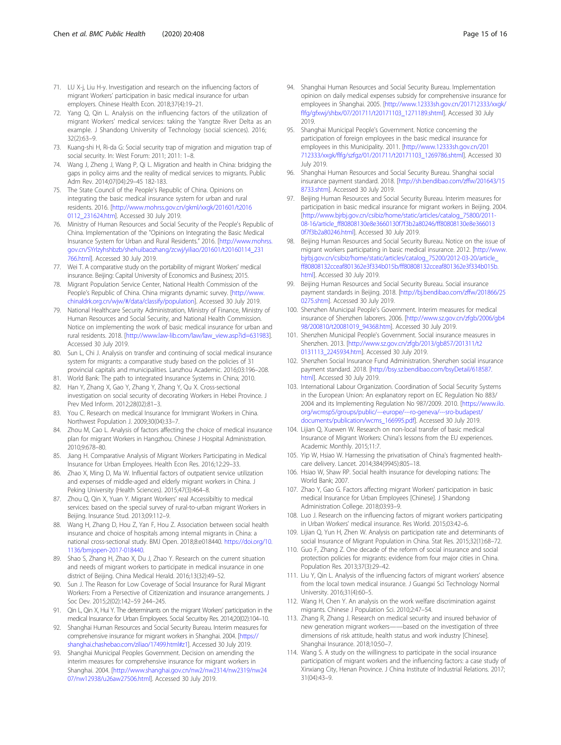71. LU X-j, Liu H-y. Investigation and research on the influencing factors of migrant Workers' participation in basic medical insurance for urban employers. Chinese Health Econ. 2018;37(4):19–21.
72. Yang Q, Qin L. Analysis on the influencing factors of the utilization of migrant Workers' medical services: taking the Yangtze River Delta as an example. J Shandong University of Technology (social sciences). 2016; 32(2):63–9.
73. Kuang-shi H, Ri-da G: Social security trap of migration and migration trap of social security. In: West Forum: 2011; 2011: 1–8.
74. Wang J, Zheng J, Wang P, Qi L. Migration and health in China: bridging the gaps in policy aims and the reality of medical services to migrants. Public Adm Rev. 2014;07(04):29–45 182-183.
75. The State Council of the People's Republic of China. Opinions on integrating the basic medical insurance system for urban and rural residents. 2016. [http://www.mohrss.gov.cn/gkml/xxgk/201601/t20160112_231624.htm]. Accessed 30 July 2019.
76. Ministry of Human Resources and Social Security of the People's Republic of China. Implementation of the "Opinions on Integrating the Basic Medical Insurance System for Urban and Rural Residents." 2016. [http://www.mohrss.gov.cn/SYrlzyhshbzb/shehuibaozhang/zcwj/yiliao/201601/t20160114_231766.html]. Accessed 30 July 2019.
77. Wei T. A comparative study on the portability of migrant Workers' medical insurance. Beijing: Capital University of Economics and Business; 2015.
78. Migrant Population Service Center, National Health Commission of the People's Republic of China. China migrants dynamic survey. [http://www.chinaldrk.org.cn/wjw/#/data/classify/population]. Accessed 30 July 2019.
79. National Healthcare Security Administration, Ministry of Finance, Ministry of Human Resources and Social Security, and National Health Commission. Notice on implementing the work of basic medical insurance for urban and rural residents. 2018. [http://www.law-lib.com/law/law_view.asp?id=631983]. Accessed 30 July 2019.
80. Sun L, Chi J. Analysis on transfer and continuing of social medical insurance system for migrants: a comparative study based on the policies of 31 provincial capitals and municipalities. Lanzhou Academic. 2016;03:196–208.
81. World Bank: The path to integrated Insurance Systems in China; 2010.
82. Han Y, Zhang X, Gao Y, Zhang Y, Zhang Y, Qu X. Cross-sectional investigation on social security of decorating Workers in Hebei Province. J Prev Med Inform. 2012;28(02):81–3.
83. You C. Research on medical Insurance for Immigrant Workers in China. Northwest Population J. 2009;30(04):33–7.
84. Zhou M, Cao L. Analysis of factors affecting the choice of medical insurance plan for migrant Workers in Hangzhou. Chinese J Hospital Administration. 2010;9:678–80.
85. Jiang H. Comparative Analysis of Migrant Workers Participating in Medical Insurance for Urban Employees. Health Econ Res. 2016;12:29–33.
86. Zhao X, Ming D, Ma W. Influential factors of outpatient service utilization and expenses of middle-aged and elderly migrant workers in China. J Peking University (Health Sciences). 2015;47(3):464–8.
87. Zhou Q, Qin X, Yuan Y. Migrant Workers' real Accessibiltiy to medical services: based on the special survey of rural-to-urban migrant Workers in Beijing. Insurance Stud. 2013;09:112–9.
88. Wang H, Zhang D, Hou Z, Yan F, Hou Z. Association between social health insurance and choice of hospitals among internal migrants in China: a national cross-sectional study. BMJ Open. 2018;8:e018440. https://doi.org/10.1136/bmjopen-2017-018440.
89. Shao S, Zhang H, Zhao X, Du J, Zhao Y. Research on the current situation and needs of migrant workers to participate in medical insurance in one district of Beijing. China Medical Herald. 2016;13(32):49–52.
90. Sun J. The Reason for Low Coverage of Social Insurance for Rural Migrant Workers: From a Persective of Citizenization and insurance arrangements. J Soc Dev. 2015;2(02):142–59 244–245.
91. Qin L, Qin X, Hui Y. The determinants on the migrant Workers' participation in the medical Insurance for Urban Employees. Social Securitxy Res. 2014;20(02):104–10.
92. Shanghai Human Resources and Social Security Bureau. Interim measures for comprehensive insurance for migrant workers in Shanghai. 2004. [https://shanghai.chashebao.com/ziliao/17499.html#z1]. Accessed 30 July 2019.
93. Shanghai Municipal Peoples Government. Decision on amending the interim measures for comprehensive insurance for migrant workers in Shanghai. 2004. [http://www.shanghai.gov.cn/nw2/nw2314/nw2319/nw2407/nw12938/u26aw27506.html]. Accessed 30 July 2019.
94. Shanghai Human Resources and Social Security Bureau. Implementation opinion on daily medical expenses subsidy for comprehensive insurance for employees in Shanghai. 2005. [http://www.12333sh.gov.cn/201712333/xxgk/flfg/gfxwj/shbx/07/201711/t20171103_1271189.shtml]. Accessed 30 July 2019.
95. Shanghai Municipal People's Government. Notice concerning the participation of foreign employees in the basic medical insurance for employees in this Municipality. 2011. [http://www.12333sh.gov.cn/201712333/xxgk/flfg/szfgz/01/201711/t20171103_1269786.shtml]. Accessed 30 July 2019.
96. Shanghai Human Resources and Social Security Bureau. Shanghai social insurance payment standard. 2018. [http://sh.bendibao.com/zffw/201643/158733.shtm]. Accessed 30 July 2019.
97. Beijing Human Resources and Social Security Bureau. Interim measures for participation in basic medical insurance for migrant workers in Beijing. 2004. [http://www.bjrbj.gov.cn/csibiz/home/static/articles/catalog_75800/2011-08-16/article_ff80808130e8e3660130f7f3b2a80246/ff80808130e8e3660130f7f3b2a80246.html]. Accessed 30 July 2019.
98. Beijing Human Resources and Social Security Bureau. Notice on the issue of migrant workers participating in basic medical insurance. 2012. [http://www.bjrbj.gov.cn/csibiz/home/static/articles/catalog_75200/2012-03-20/article_ff80808132cceaf801362e3f334b015b/ff80808132cceaf801362e3f334b015b.html]. Accessed 30 July 2019.
99. Beijing Human Resources and Social Security Bureau. Social insurance payment standards in Beijing. 2018. [http://bj.bendibao.com/zffw/201866/250275.shtm]. Accessed 30 July 2019.
100. Shenzhen Municipal People's Government. Interim measures for medical insurance of Shenzhen laborers. 2006. [http://www.sz.gov.cn/zfgb/2006/gb498/200810/t20081019_94368.htm]. Accessed 30 July 2019.
101. Shenzhen Municipal People's Government. Social insurance measures in Shenzhen. 2013. [http://www.sz.gov.cn/zfgb/2013/gb857/201311/t20131113_2245934.htm]. Accessed 30 July 2019.
102. Shenzhen Social Insurance Fund Administration. Shenzhen social insurance payment standard. 2018. [http://bsy.sz.bendibao.com/bsyDetail/618587.html]. Accessed 30 July 2019.
103. International Labour Organization. Coordination of Social Security Systems in the European Union: An explanatory report on EC Regulation No 883/2004 and its Implementing Regulation No 987/2009. 2010. [https://www.ilo.org/wcmsp5/groups/public/---europe/---ro-geneva/---sro-budapest/documents/publication/wcms_166995.pdf]. Accessed 30 July 2019.
104. Lijian Q, Xuewen W. Research on non-local transfer of basic medical Insurance of Migrant Workers: China's lessons from the EU experiences. Academic Monthly. 2015;11:7.
105. Yip W, Hsiao W. Harnessing the privatisation of China's fragmented health-care delivery. Lancet. 2014;384(9945):805–18.
106. Hsiao W, Shaw RP. Social health insurance for developing nations: The World Bank; 2007.
107. Zhao Y, Gao G. Factors affecting migrant Workers' participation in basic medical Insurance for Urban Employees [Chinese]. J Shandong Administration College. 2018;03:93–9.
108. Luo J. Research on the influencing factors of migrant workers participating in Urban Workers' medical insurance. Res World. 2015;03:42–6.
109. Lijian Q, Yun H, Zhen W. Analysis on participation rate and determinants of social Insurance of Migrant Population in China. Stat Res. 2015;32(1):68–72.
110. Guo F, Zhang Z. One decade of the reform of social insurance and social protection policies for migrants: evidence from four major cities in China. Population Res. 2013;37(3):29–42.
111. Liu Y, Qin L. Analysis of the influencing factors of migrant workers' absence from the local town medical insurance. J Guangxi Sci Technology Normal University. 2016;31(4):60–5.
112. Wang H, Chen Y. An analysis on the work welfare discrimination against migrants. Chinese J Population Sci. 2010;2:47–54.
113. Zhang R, Zhang J. Research on medical security and insured behavior of new generation migrant workers——based on the investigation of three dimensions of risk attitude, health status and work industry [Chinese]. Shanghai Insurance. 2018;10:50–7.
114. Wang S. A study on the willingness to participate in the social insurance participation of migrant workers and the influencing factors: a case study of Xinxiang City, Henan Province. J China Institute of Industrial Relations. 2017; 31(04):43–9.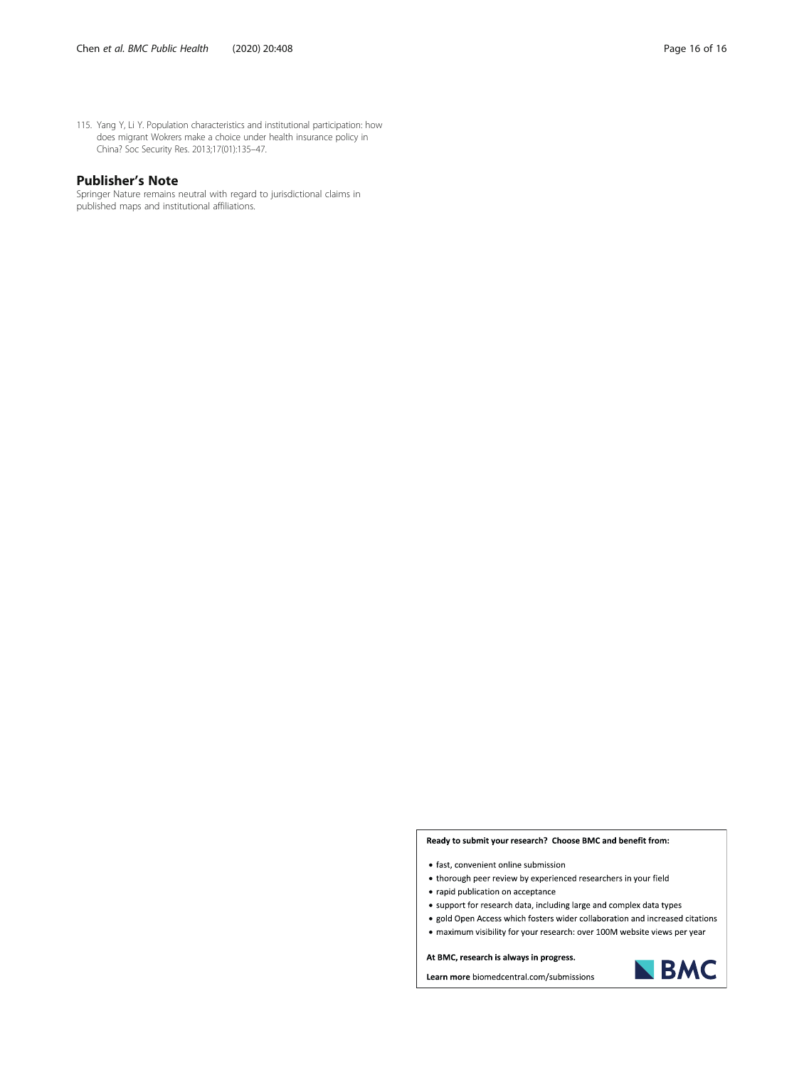115. Yang Y, Li Y. Population characteristics and institutional participation: how does migrant Wokrers make a choice under health insurance policy in China? Soc Security Res. 2013;17(01):135–47.

## Publisher's Note

Springer Nature remains neutral with regard to jurisdictional claims in published maps and institutional affiliations.

**Ready to submit your research? Choose BMC and benefit from:**

- fast, convenient online submission
- thorough peer review by experienced researchers in your field
- rapid publication on acceptance
- support for research data, including large and complex data types
- gold Open Access which fosters wider collaboration and increased citations
- maximum visibility for your research: over 100M website views per year

**At BMC, research is always in progress.**

**Learn more** biomedcentral.com/submissions

BMC